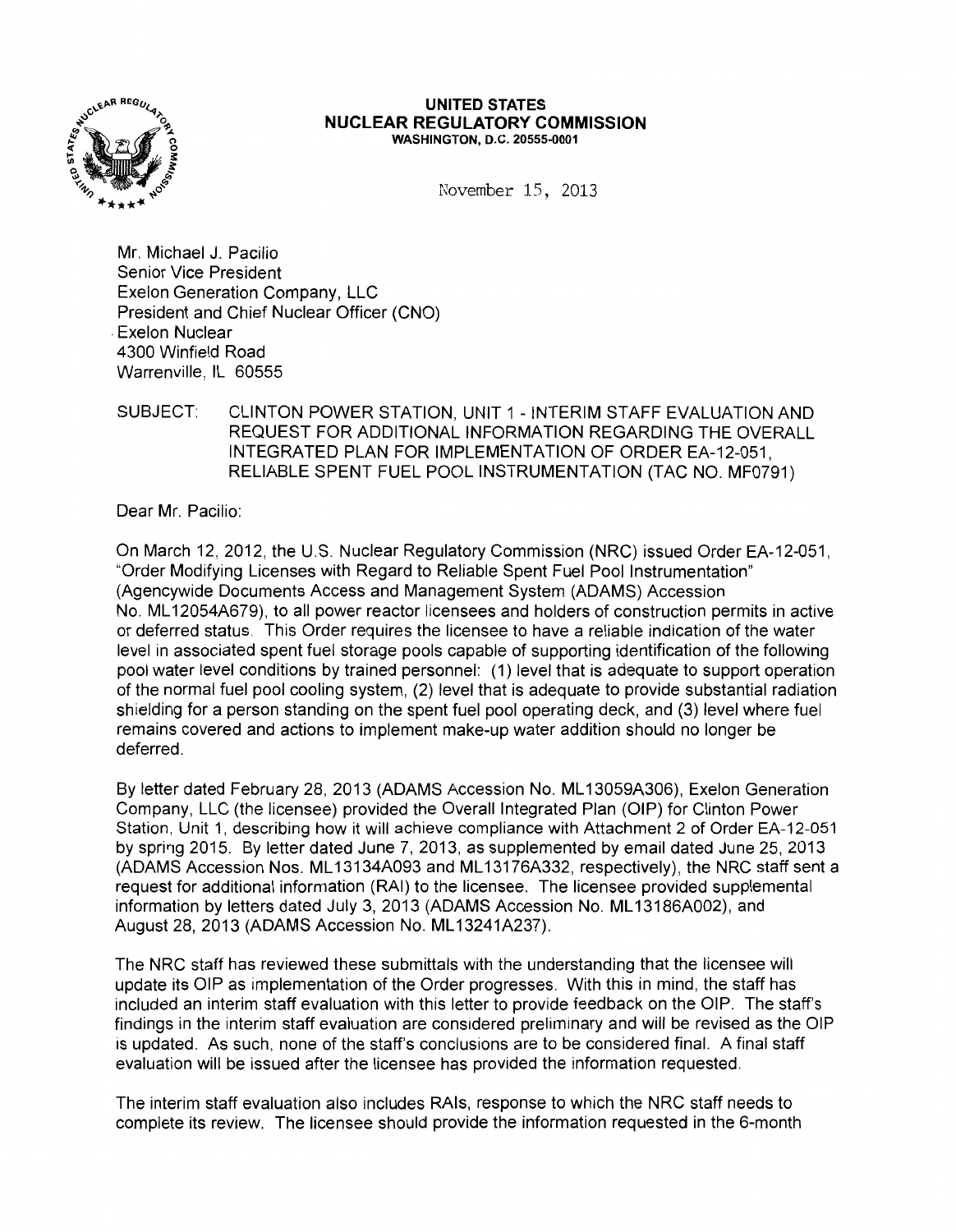**UNITED STATES**
**NUCLEAR REGULATORY COMMISSION**
**WASHINGTON, D.C. 20555-0001**

November 15, 2013

Mr. Michael J. Pacilio
Senior Vice President
Exelon Generation Company, LLC
President and Chief Nuclear Officer (CNO)
Exelon Nuclear
4300 Winfield Road
Warrenville, IL 60555

SUBJECT: CLINTON POWER STATION, UNIT 1 - INTERIM STAFF EVALUATION AND REQUEST FOR ADDITIONAL INFORMATION REGARDING THE OVERALL INTEGRATED PLAN FOR IMPLEMENTATION OF ORDER EA-12-051, RELIABLE SPENT FUEL POOL INSTRUMENTATION (TAC NO. MF0791)

Dear Mr. Pacilio:

On March 12, 2012, the U.S. Nuclear Regulatory Commission (NRC) issued Order EA-12-051, "Order Modifying Licenses with Regard to Reliable Spent Fuel Pool Instrumentation" (Agencywide Documents Access and Management System (ADAMS) Accession No. ML12054A679), to all power reactor licensees and holders of construction permits in active or deferred status. This Order requires the licensee to have a reliable indication of the water level in associated spent fuel storage pools capable of supporting identification of the following pool water level conditions by trained personnel: (1) level that is adequate to support operation of the normal fuel pool cooling system, (2) level that is adequate to provide substantial radiation shielding for a person standing on the spent fuel pool operating deck, and (3) level where fuel remains covered and actions to implement make-up water addition should no longer be deferred.

By letter dated February 28, 2013 (ADAMS Accession No. ML13059A306), Exelon Generation Company, LLC (the licensee) provided the Overall Integrated Plan (OIP) for Clinton Power Station, Unit 1, describing how it will achieve compliance with Attachment 2 of Order EA-12-051 by spring 2015. By letter dated June 7, 2013, as supplemented by email dated June 25, 2013 (ADAMS Accession Nos. ML13134A093 and ML13176A332, respectively), the NRC staff sent a request for additional information (RAI) to the licensee. The licensee provided supplemental information by letters dated July 3, 2013 (ADAMS Accession No. ML13186A002), and August 28, 2013 (ADAMS Accession No. ML13241A237).

The NRC staff has reviewed these submittals with the understanding that the licensee will update its OIP as implementation of the Order progresses. With this in mind, the staff has included an interim staff evaluation with this letter to provide feedback on the OIP. The staff's findings in the interim staff evaluation are considered preliminary and will be revised as the OIP is updated. As such, none of the staff's conclusions are to be considered final. A final staff evaluation will be issued after the licensee has provided the information requested.

The interim staff evaluation also includes RAIs, response to which the NRC staff needs to complete its review. The licensee should provide the information requested in the 6-month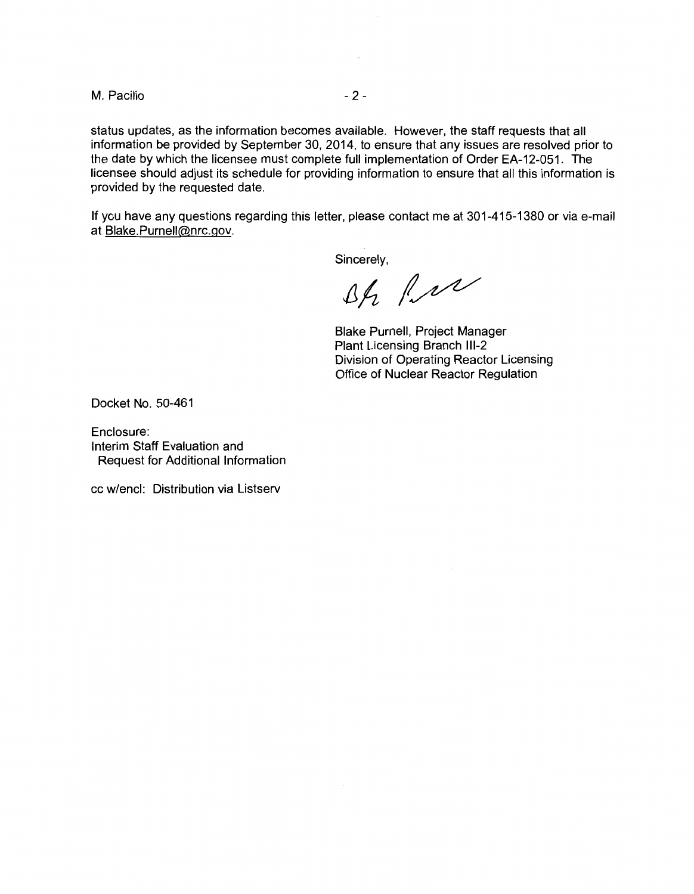status updates, as the information becomes available. However, the staff requests that all information be provided by September 30, 2014, to ensure that any issues are resolved prior to the date by which the licensee must complete full implementation of Order EA-12-051. The licensee should adjust its schedule for providing information to ensure that all this information is provided by the requested date.

If you have any questions regarding this letter, please contact me at 301-415-1380 or via e-mail at Blake.Purnell@nrc.gov.

Sincerely,

Blake Purnell, Project Manager
Plant Licensing Branch III-2
Division of Operating Reactor Licensing
Office of Nuclear Reactor Regulation

Docket No. 50-461

Enclosure:
Interim Staff Evaluation and
Request for Additional Information

cc w/encl: Distribution via Listserv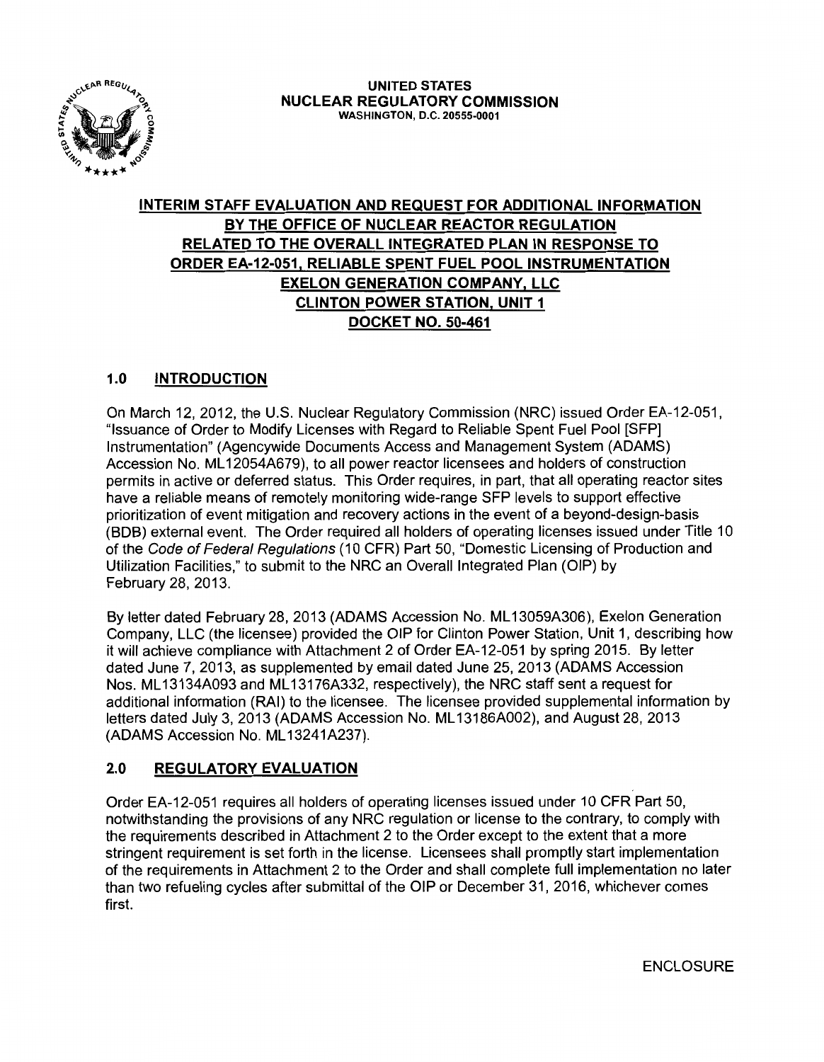UNITED STATES
NUCLEAR REGULATORY COMMISSION
WASHINGTON, D.C. 20555-0001

**INTERIM STAFF EVALUATION AND REQUEST FOR ADDITIONAL INFORMATION BY THE OFFICE OF NUCLEAR REACTOR REGULATION RELATED TO THE OVERALL INTEGRATED PLAN IN RESPONSE TO ORDER EA-12-051, RELIABLE SPENT FUEL POOL INSTRUMENTATION EXELON GENERATION COMPANY, LLC CLINTON POWER STATION, UNIT 1 DOCKET NO. 50-461**

## 1.0 INTRODUCTION

On March 12, 2012, the U.S. Nuclear Regulatory Commission (NRC) issued Order EA-12-051, "Issuance of Order to Modify Licenses with Regard to Reliable Spent Fuel Pool [SFP] Instrumentation" (Agencywide Documents Access and Management System (ADAMS) Accession No. ML12054A679), to all power reactor licensees and holders of construction permits in active or deferred status. This Order requires, in part, that all operating reactor sites have a reliable means of remotely monitoring wide-range SFP levels to support effective prioritization of event mitigation and recovery actions in the event of a beyond-design-basis (BDB) external event. The Order required all holders of operating licenses issued under Title 10 of the *Code of Federal Regulations* (10 CFR) Part 50, "Domestic Licensing of Production and Utilization Facilities," to submit to the NRC an Overall Integrated Plan (OIP) by February 28, 2013.

By letter dated February 28, 2013 (ADAMS Accession No. ML13059A306), Exelon Generation Company, LLC (the licensee) provided the OIP for Clinton Power Station, Unit 1, describing how it will achieve compliance with Attachment 2 of Order EA-12-051 by spring 2015. By letter dated June 7, 2013, as supplemented by email dated June 25, 2013 (ADAMS Accession Nos. ML13134A093 and ML13176A332, respectively), the NRC staff sent a request for additional information (RAI) to the licensee. The licensee provided supplemental information by letters dated July 3, 2013 (ADAMS Accession No. ML13186A002), and August 28, 2013 (ADAMS Accession No. ML13241A237).

## 2.0 REGULATORY EVALUATION

Order EA-12-051 requires all holders of operating licenses issued under 10 CFR Part 50, notwithstanding the provisions of any NRC regulation or license to the contrary, to comply with the requirements described in Attachment 2 to the Order except to the extent that a more stringent requirement is set forth in the license. Licensees shall promptly start implementation of the requirements in Attachment 2 to the Order and shall complete full implementation no later than two refueling cycles after submittal of the OIP or December 31, 2016, whichever comes first.

ENCLOSURE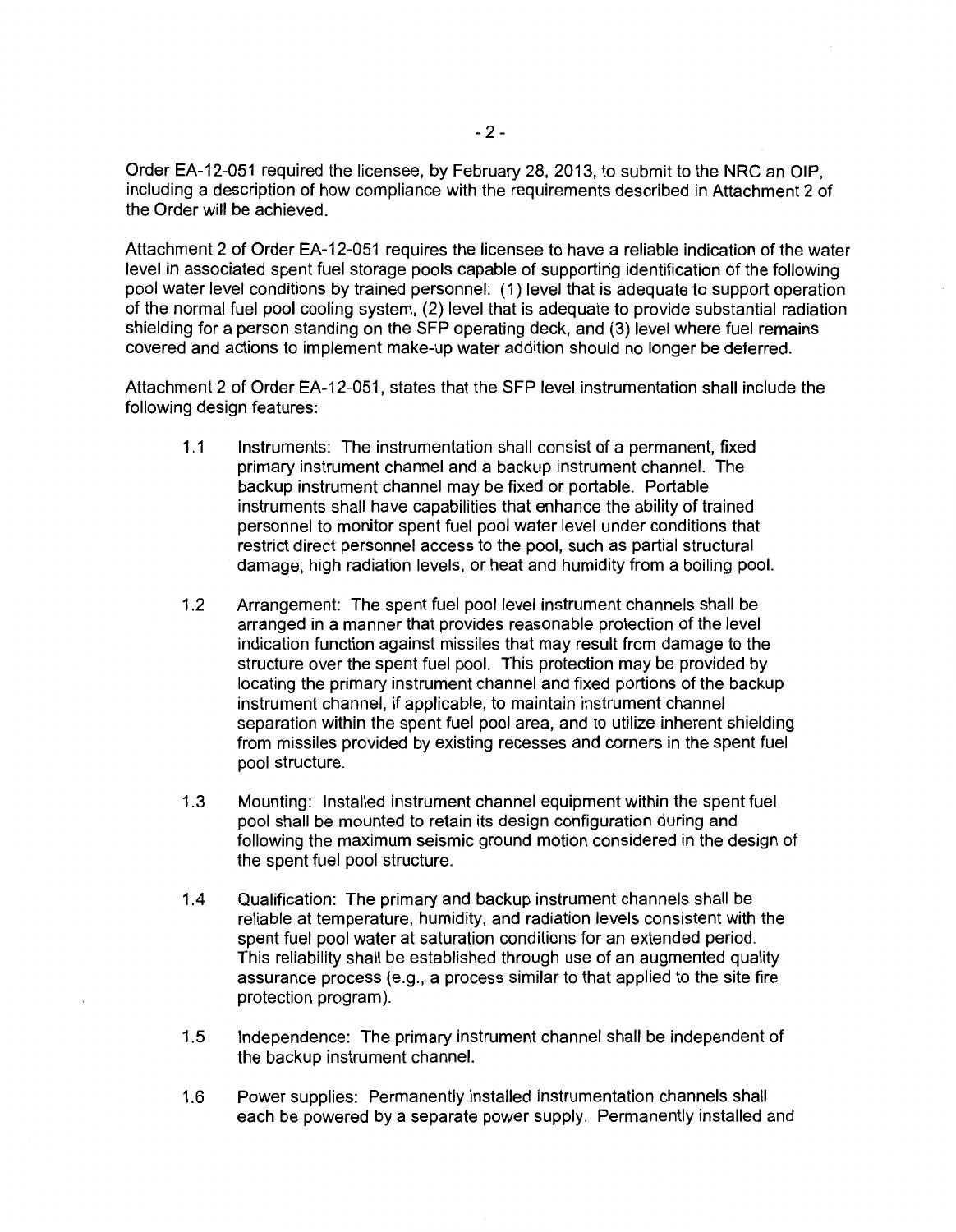Order EA-12-051 required the licensee, by February 28, 2013, to submit to the NRC an OIP, including a description of how compliance with the requirements described in Attachment 2 of the Order will be achieved.

Attachment 2 of Order EA-12-051 requires the licensee to have a reliable indication of the water level in associated spent fuel storage pools capable of supporting identification of the following pool water level conditions by trained personnel: (1) level that is adequate to support operation of the normal fuel pool cooling system, (2) level that is adequate to provide substantial radiation shielding for a person standing on the SFP operating deck, and (3) level where fuel remains covered and actions to implement make-up water addition should no longer be deferred.

Attachment 2 of Order EA-12-051, states that the SFP level instrumentation shall include the following design features:

1.1 Instruments: The instrumentation shall consist of a permanent, fixed primary instrument channel and a backup instrument channel. The backup instrument channel may be fixed or portable. Portable instruments shall have capabilities that enhance the ability of trained personnel to monitor spent fuel pool water level under conditions that restrict direct personnel access to the pool, such as partial structural damage, high radiation levels, or heat and humidity from a boiling pool.

1.2 Arrangement: The spent fuel pool level instrument channels shall be arranged in a manner that provides reasonable protection of the level indication function against missiles that may result from damage to the structure over the spent fuel pool. This protection may be provided by locating the primary instrument channel and fixed portions of the backup instrument channel, if applicable, to maintain instrument channel separation within the spent fuel pool area, and to utilize inherent shielding from missiles provided by existing recesses and corners in the spent fuel pool structure.

1.3 Mounting: Installed instrument channel equipment within the spent fuel pool shall be mounted to retain its design configuration during and following the maximum seismic ground motion considered in the design of the spent fuel pool structure.

1.4 Qualification: The primary and backup instrument channels shall be reliable at temperature, humidity, and radiation levels consistent with the spent fuel pool water at saturation conditions for an extended period. This reliability shall be established through use of an augmented quality assurance process (e.g., a process similar to that applied to the site fire protection program).

1.5 Independence: The primary instrument channel shall be independent of the backup instrument channel.

1.6 Power supplies: Permanently installed instrumentation channels shall each be powered by a separate power supply. Permanently installed and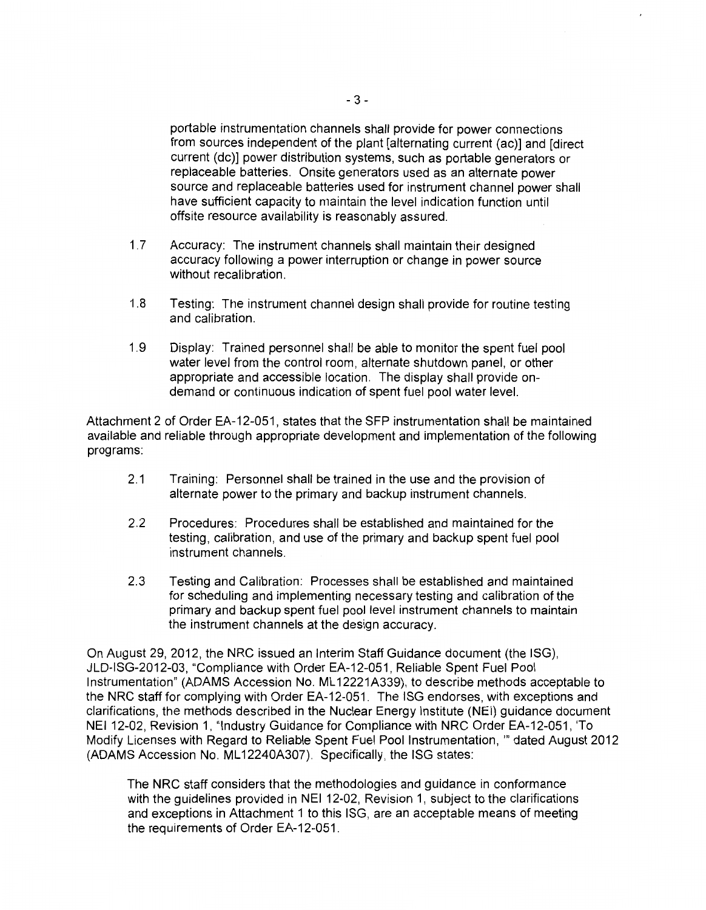portable instrumentation channels shall provide for power connections from sources independent of the plant [alternating current (ac)] and [direct current (dc)] power distribution systems, such as portable generators or replaceable batteries. Onsite generators used as an alternate power source and replaceable batteries used for instrument channel power shall have sufficient capacity to maintain the level indication function until offsite resource availability is reasonably assured.

1.7 Accuracy: The instrument channels shall maintain their designed accuracy following a power interruption or change in power source without recalibration.

1.8 Testing: The instrument channel design shall provide for routine testing and calibration.

1.9 Display: Trained personnel shall be able to monitor the spent fuel pool water level from the control room, alternate shutdown panel, or other appropriate and accessible location. The display shall provide on-demand or continuous indication of spent fuel pool water level.

Attachment 2 of Order EA-12-051, states that the SFP instrumentation shall be maintained available and reliable through appropriate development and implementation of the following programs:

2.1 Training: Personnel shall be trained in the use and the provision of alternate power to the primary and backup instrument channels.

2.2 Procedures: Procedures shall be established and maintained for the testing, calibration, and use of the primary and backup spent fuel pool instrument channels.

2.3 Testing and Calibration: Processes shall be established and maintained for scheduling and implementing necessary testing and calibration of the primary and backup spent fuel pool level instrument channels to maintain the instrument channels at the design accuracy.

On August 29, 2012, the NRC issued an Interim Staff Guidance document (the ISG), JLD-ISG-2012-03, "Compliance with Order EA-12-051, Reliable Spent Fuel Pool Instrumentation" (ADAMS Accession No. ML12221A339), to describe methods acceptable to the NRC staff for complying with Order EA-12-051. The ISG endorses, with exceptions and clarifications, the methods described in the Nuclear Energy Institute (NEI) guidance document NEI 12-02, Revision 1, "Industry Guidance for Compliance with NRC Order EA-12-051, 'To Modify Licenses with Regard to Reliable Spent Fuel Pool Instrumentation,'" dated August 2012 (ADAMS Accession No. ML12240A307). Specifically, the ISG states:

> The NRC staff considers that the methodologies and guidance in conformance with the guidelines provided in NEI 12-02, Revision 1, subject to the clarifications and exceptions in Attachment 1 to this ISG, are an acceptable means of meeting the requirements of Order EA-12-051.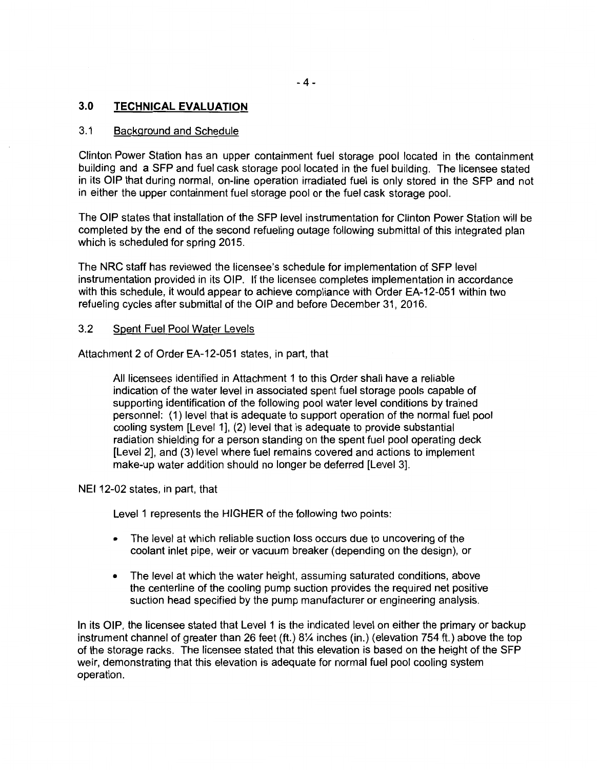## 3.0 TECHNICAL EVALUATION

### 3.1 Background and Schedule

Clinton Power Station has an upper containment fuel storage pool located in the containment building and a SFP and fuel cask storage pool located in the fuel building. The licensee stated in its OIP that during normal, on-line operation irradiated fuel is only stored in the SFP and not in either the upper containment fuel storage pool or the fuel cask storage pool.

The OIP states that installation of the SFP level instrumentation for Clinton Power Station will be completed by the end of the second refueling outage following submittal of this integrated plan which is scheduled for spring 2015.

The NRC staff has reviewed the licensee's schedule for implementation of SFP level instrumentation provided in its OIP. If the licensee completes implementation in accordance with this schedule, it would appear to achieve compliance with Order EA-12-051 within two refueling cycles after submittal of the OIP and before December 31, 2016.

### 3.2 Spent Fuel Pool Water Levels

Attachment 2 of Order EA-12-051 states, in part, that

> All licensees identified in Attachment 1 to this Order shall have a reliable indication of the water level in associated spent fuel storage pools capable of supporting identification of the following pool water level conditions by trained personnel: (1) level that is adequate to support operation of the normal fuel pool cooling system [Level 1], (2) level that is adequate to provide substantial radiation shielding for a person standing on the spent fuel pool operating deck [Level 2], and (3) level where fuel remains covered and actions to implement make-up water addition should no longer be deferred [Level 3].

NEI 12-02 states, in part, that

> Level 1 represents the HIGHER of the following two points:
>
> - The level at which reliable suction loss occurs due to uncovering of the coolant inlet pipe, weir or vacuum breaker (depending on the design), or
> - The level at which the water height, assuming saturated conditions, above the centerline of the cooling pump suction provides the required net positive suction head specified by the pump manufacturer or engineering analysis.

In its OIP, the licensee stated that Level 1 is the indicated level on either the primary or backup instrument channel of greater than 26 feet (ft.) 8¼ inches (in.) (elevation 754 ft.) above the top of the storage racks. The licensee stated that this elevation is based on the height of the SFP weir, demonstrating that this elevation is adequate for normal fuel pool cooling system operation.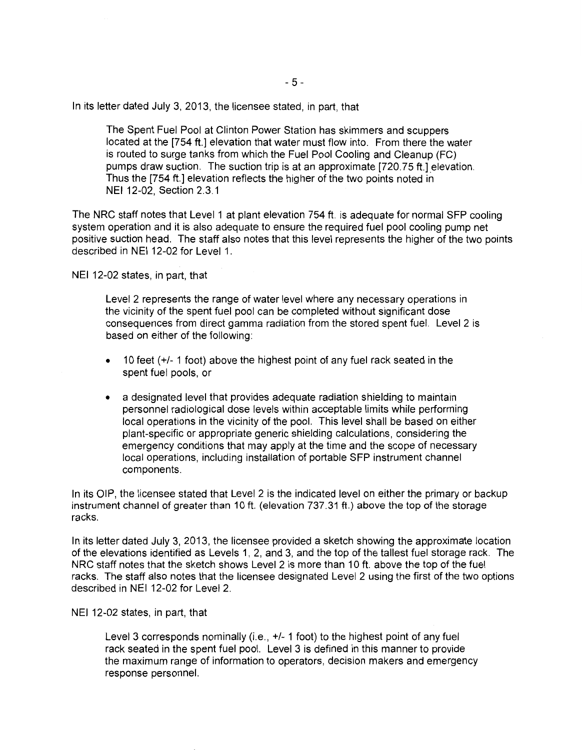In its letter dated July 3, 2013, the licensee stated, in part, that

> The Spent Fuel Pool at Clinton Power Station has skimmers and scuppers located at the [754 ft.] elevation that water must flow into. From there the water is routed to surge tanks from which the Fuel Pool Cooling and Cleanup (FC) pumps draw suction. The suction trip is at an approximate [720.75 ft.] elevation. Thus the [754 ft.] elevation reflects the higher of the two points noted in NEI 12-02, Section 2.3.1

The NRC staff notes that Level 1 at plant elevation 754 ft. is adequate for normal SFP cooling system operation and it is also adequate to ensure the required fuel pool cooling pump net positive suction head. The staff also notes that this level represents the higher of the two points described in NEI 12-02 for Level 1.

NEI 12-02 states, in part, that

> Level 2 represents the range of water level where any necessary operations in the vicinity of the spent fuel pool can be completed without significant dose consequences from direct gamma radiation from the stored spent fuel. Level 2 is based on either of the following:
>
> - 10 feet (+/- 1 foot) above the highest point of any fuel rack seated in the spent fuel pools, or
> - a designated level that provides adequate radiation shielding to maintain personnel radiological dose levels within acceptable limits while performing local operations in the vicinity of the pool. This level shall be based on either plant-specific or appropriate generic shielding calculations, considering the emergency conditions that may apply at the time and the scope of necessary local operations, including installation of portable SFP instrument channel components.

In its OIP, the licensee stated that Level 2 is the indicated level on either the primary or backup instrument channel of greater than 10 ft. (elevation 737.31 ft.) above the top of the storage racks.

In its letter dated July 3, 2013, the licensee provided a sketch showing the approximate location of the elevations identified as Levels 1, 2, and 3, and the top of the tallest fuel storage rack. The NRC staff notes that the sketch shows Level 2 is more than 10 ft. above the top of the fuel racks. The staff also notes that the licensee designated Level 2 using the first of the two options described in NEI 12-02 for Level 2.

NEI 12-02 states, in part, that

> Level 3 corresponds nominally (i.e., +/- 1 foot) to the highest point of any fuel rack seated in the spent fuel pool. Level 3 is defined in this manner to provide the maximum range of information to operators, decision makers and emergency response personnel.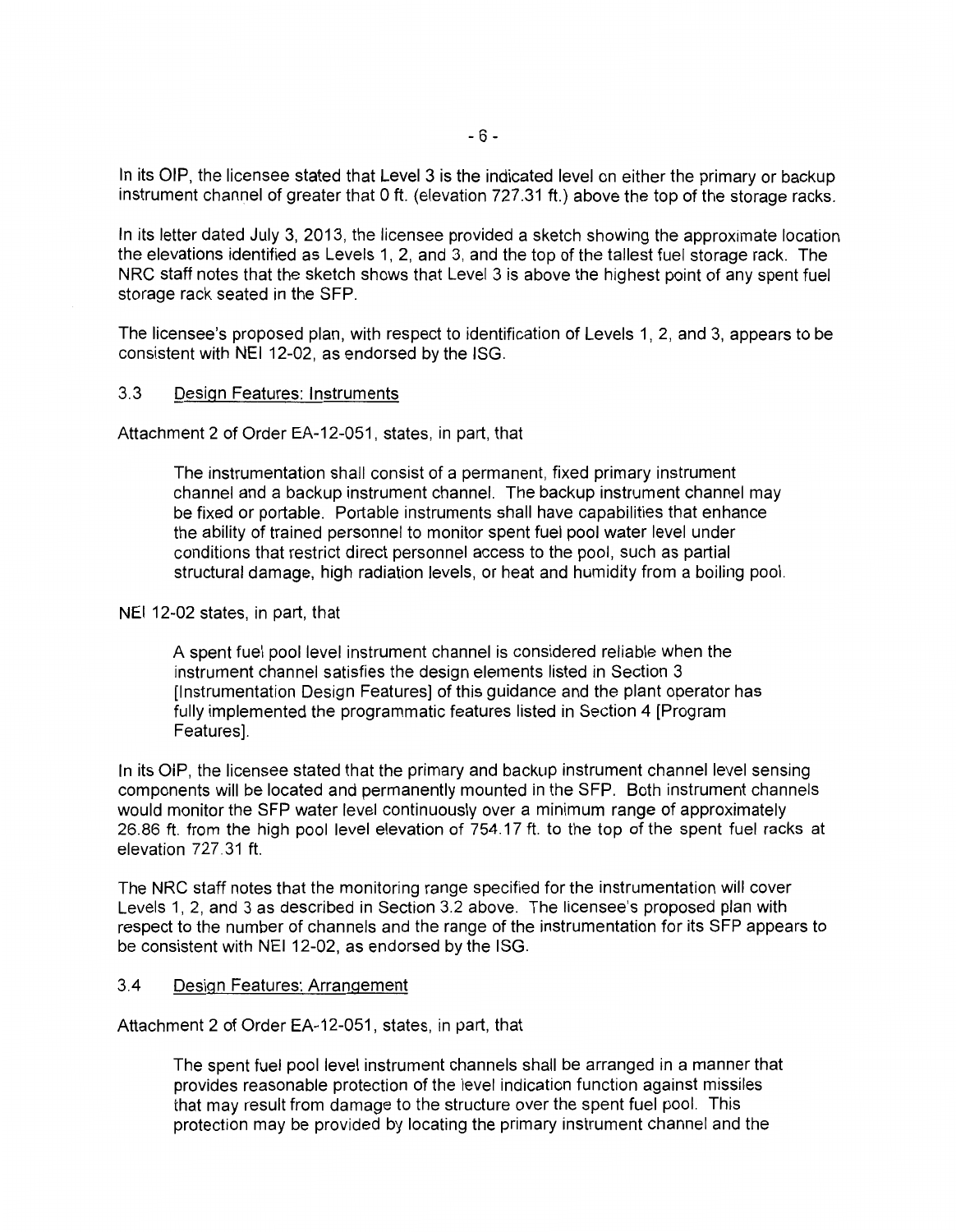In its OIP, the licensee stated that Level 3 is the indicated level on either the primary or backup instrument channel of greater that 0 ft. (elevation 727.31 ft.) above the top of the storage racks.

In its letter dated July 3, 2013, the licensee provided a sketch showing the approximate location the elevations identified as Levels 1, 2, and 3, and the top of the tallest fuel storage rack. The NRC staff notes that the sketch shows that Level 3 is above the highest point of any spent fuel storage rack seated in the SFP.

The licensee's proposed plan, with respect to identification of Levels 1, 2, and 3, appears to be consistent with NEI 12-02, as endorsed by the ISG.

### 3.3 Design Features: Instruments

Attachment 2 of Order EA-12-051, states, in part, that

> The instrumentation shall consist of a permanent, fixed primary instrument channel and a backup instrument channel. The backup instrument channel may be fixed or portable. Portable instruments shall have capabilities that enhance the ability of trained personnel to monitor spent fuel pool water level under conditions that restrict direct personnel access to the pool, such as partial structural damage, high radiation levels, or heat and humidity from a boiling pool.

NEI 12-02 states, in part, that

> A spent fuel pool level instrument channel is considered reliable when the instrument channel satisfies the design elements listed in Section 3 [Instrumentation Design Features] of this guidance and the plant operator has fully implemented the programmatic features listed in Section 4 [Program Features].

In its OIP, the licensee stated that the primary and backup instrument channel level sensing components will be located and permanently mounted in the SFP. Both instrument channels would monitor the SFP water level continuously over a minimum range of approximately 26.86 ft. from the high pool level elevation of 754.17 ft. to the top of the spent fuel racks at elevation 727.31 ft.

The NRC staff notes that the monitoring range specified for the instrumentation will cover Levels 1, 2, and 3 as described in Section 3.2 above. The licensee's proposed plan with respect to the number of channels and the range of the instrumentation for its SFP appears to be consistent with NEI 12-02, as endorsed by the ISG.

### 3.4 Design Features: Arrangement

Attachment 2 of Order EA-12-051, states, in part, that

> The spent fuel pool level instrument channels shall be arranged in a manner that provides reasonable protection of the level indication function against missiles that may result from damage to the structure over the spent fuel pool. This protection may be provided by locating the primary instrument channel and the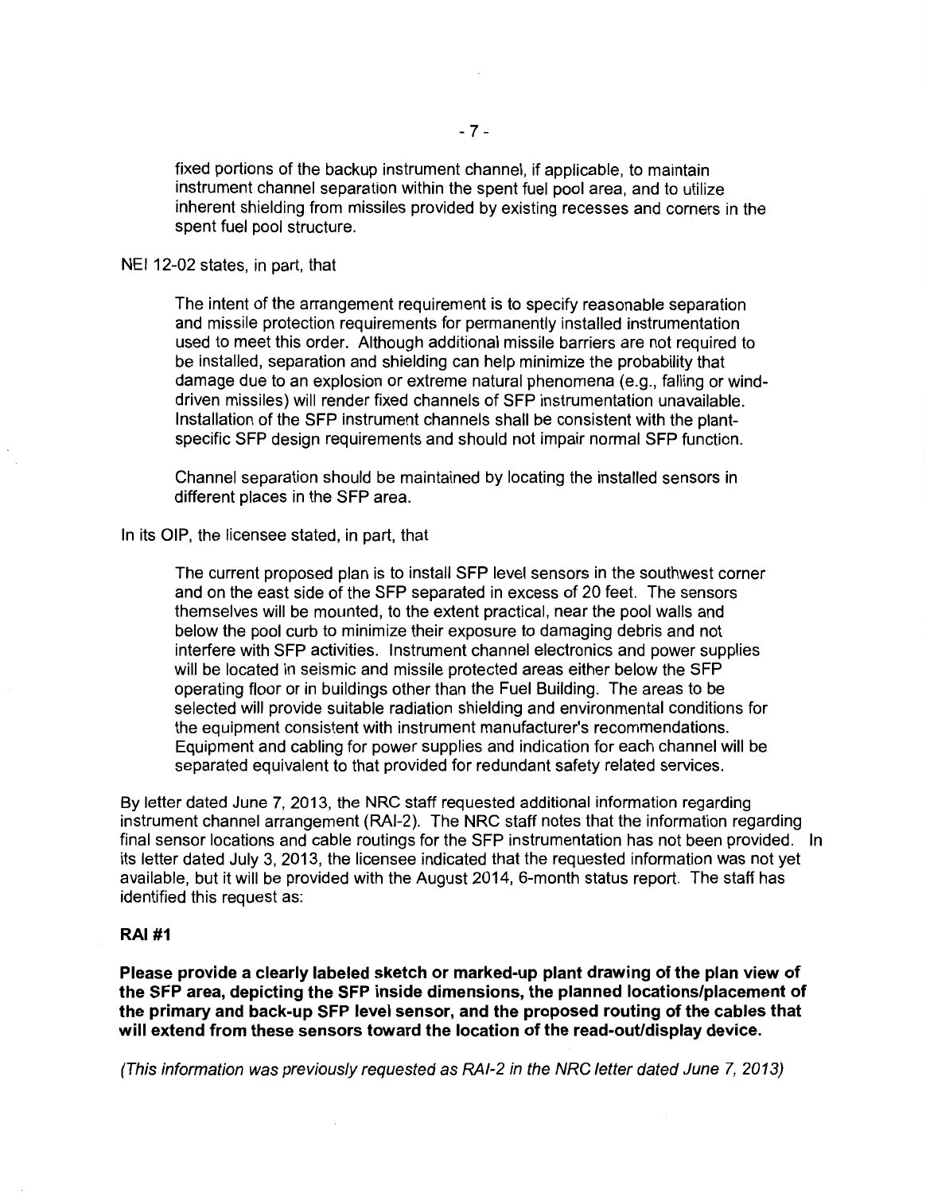fixed portions of the backup instrument channel, if applicable, to maintain instrument channel separation within the spent fuel pool area, and to utilize inherent shielding from missiles provided by existing recesses and corners in the spent fuel pool structure.

NEI 12-02 states, in part, that

> The intent of the arrangement requirement is to specify reasonable separation and missile protection requirements for permanently installed instrumentation used to meet this order. Although additional missile barriers are not required to be installed, separation and shielding can help minimize the probability that damage due to an explosion or extreme natural phenomena (e.g., falling or wind-driven missiles) will render fixed channels of SFP instrumentation unavailable. Installation of the SFP instrument channels shall be consistent with the plant-specific SFP design requirements and should not impair normal SFP function.
>
> Channel separation should be maintained by locating the installed sensors in different places in the SFP area.

In its OIP, the licensee stated, in part, that

> The current proposed plan is to install SFP level sensors in the southwest corner and on the east side of the SFP separated in excess of 20 feet. The sensors themselves will be mounted, to the extent practical, near the pool walls and below the pool curb to minimize their exposure to damaging debris and not interfere with SFP activities. Instrument channel electronics and power supplies will be located in seismic and missile protected areas either below the SFP operating floor or in buildings other than the Fuel Building. The areas to be selected will provide suitable radiation shielding and environmental conditions for the equipment consistent with instrument manufacturer's recommendations. Equipment and cabling for power supplies and indication for each channel will be separated equivalent to that provided for redundant safety related services.

By letter dated June 7, 2013, the NRC staff requested additional information regarding instrument channel arrangement (RAI-2). The NRC staff notes that the information regarding final sensor locations and cable routings for the SFP instrumentation has not been provided. In its letter dated July 3, 2013, the licensee indicated that the requested information was not yet available, but it will be provided with the August 2014, 6-month status report. The staff has identified this request as:

**RAI #1**

**Please provide a clearly labeled sketch or marked-up plant drawing of the plan view of the SFP area, depicting the SFP inside dimensions, the planned locations/placement of the primary and back-up SFP level sensor, and the proposed routing of the cables that will extend from these sensors toward the location of the read-out/display device.**

*(This information was previously requested as RAI-2 in the NRC letter dated June 7, 2013)*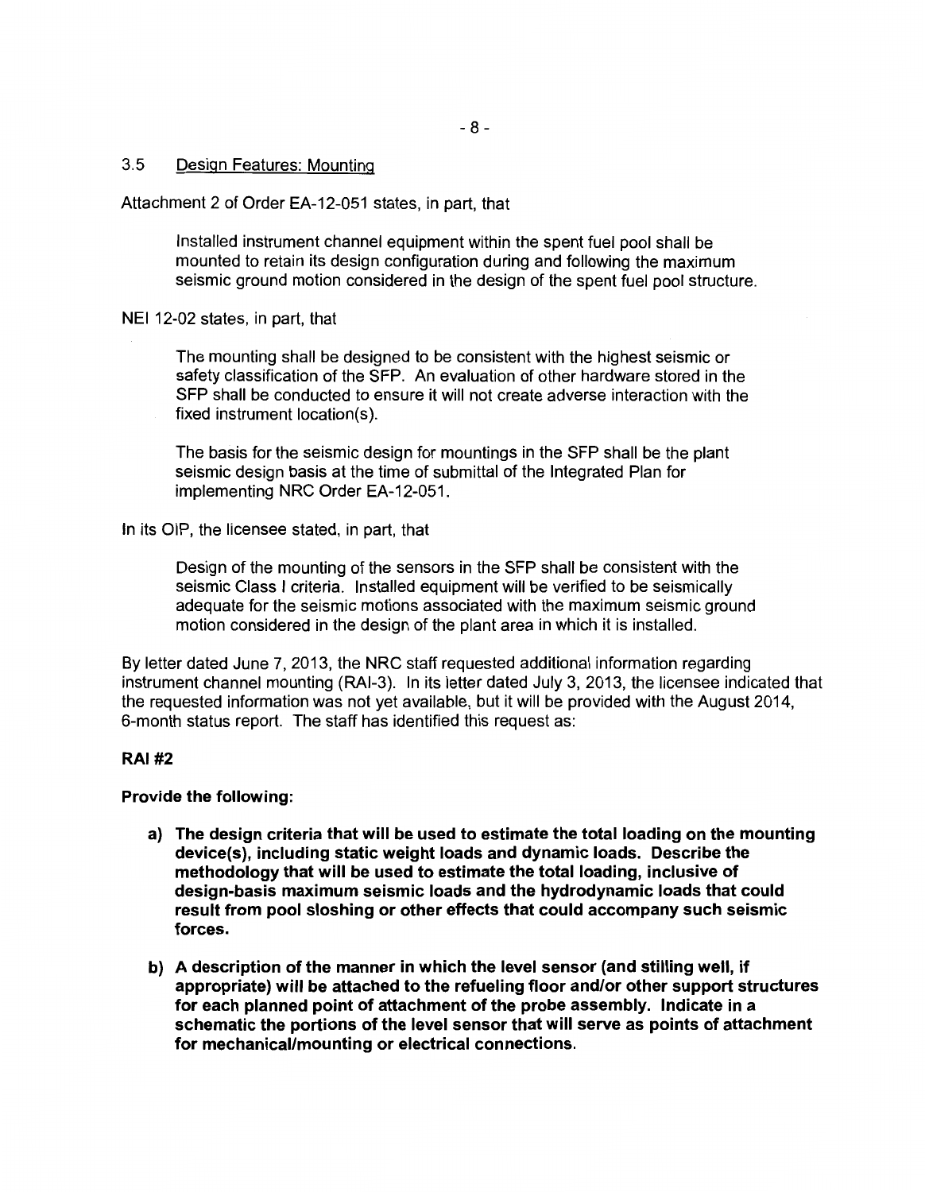### 3.5 Design Features: Mounting

Attachment 2 of Order EA-12-051 states, in part, that

> Installed instrument channel equipment within the spent fuel pool shall be mounted to retain its design configuration during and following the maximum seismic ground motion considered in the design of the spent fuel pool structure.

NEI 12-02 states, in part, that

> The mounting shall be designed to be consistent with the highest seismic or safety classification of the SFP. An evaluation of other hardware stored in the SFP shall be conducted to ensure it will not create adverse interaction with the fixed instrument location(s).
>
> The basis for the seismic design for mountings in the SFP shall be the plant seismic design basis at the time of submittal of the Integrated Plan for implementing NRC Order EA-12-051.

In its OIP, the licensee stated, in part, that

> Design of the mounting of the sensors in the SFP shall be consistent with the seismic Class I criteria. Installed equipment will be verified to be seismically adequate for the seismic motions associated with the maximum seismic ground motion considered in the design of the plant area in which it is installed.

By letter dated June 7, 2013, the NRC staff requested additional information regarding instrument channel mounting (RAI-3). In its letter dated July 3, 2013, the licensee indicated that the requested information was not yet available, but it will be provided with the August 2014, 6-month status report. The staff has identified this request as:

**RAI #2**

**Provide the following:**

**a) The design criteria that will be used to estimate the total loading on the mounting device(s), including static weight loads and dynamic loads. Describe the methodology that will be used to estimate the total loading, inclusive of design-basis maximum seismic loads and the hydrodynamic loads that could result from pool sloshing or other effects that could accompany such seismic forces.**

**b) A description of the manner in which the level sensor (and stilling well, if appropriate) will be attached to the refueling floor and/or other support structures for each planned point of attachment of the probe assembly. Indicate in a schematic the portions of the level sensor that will serve as points of attachment for mechanical/mounting or electrical connections.**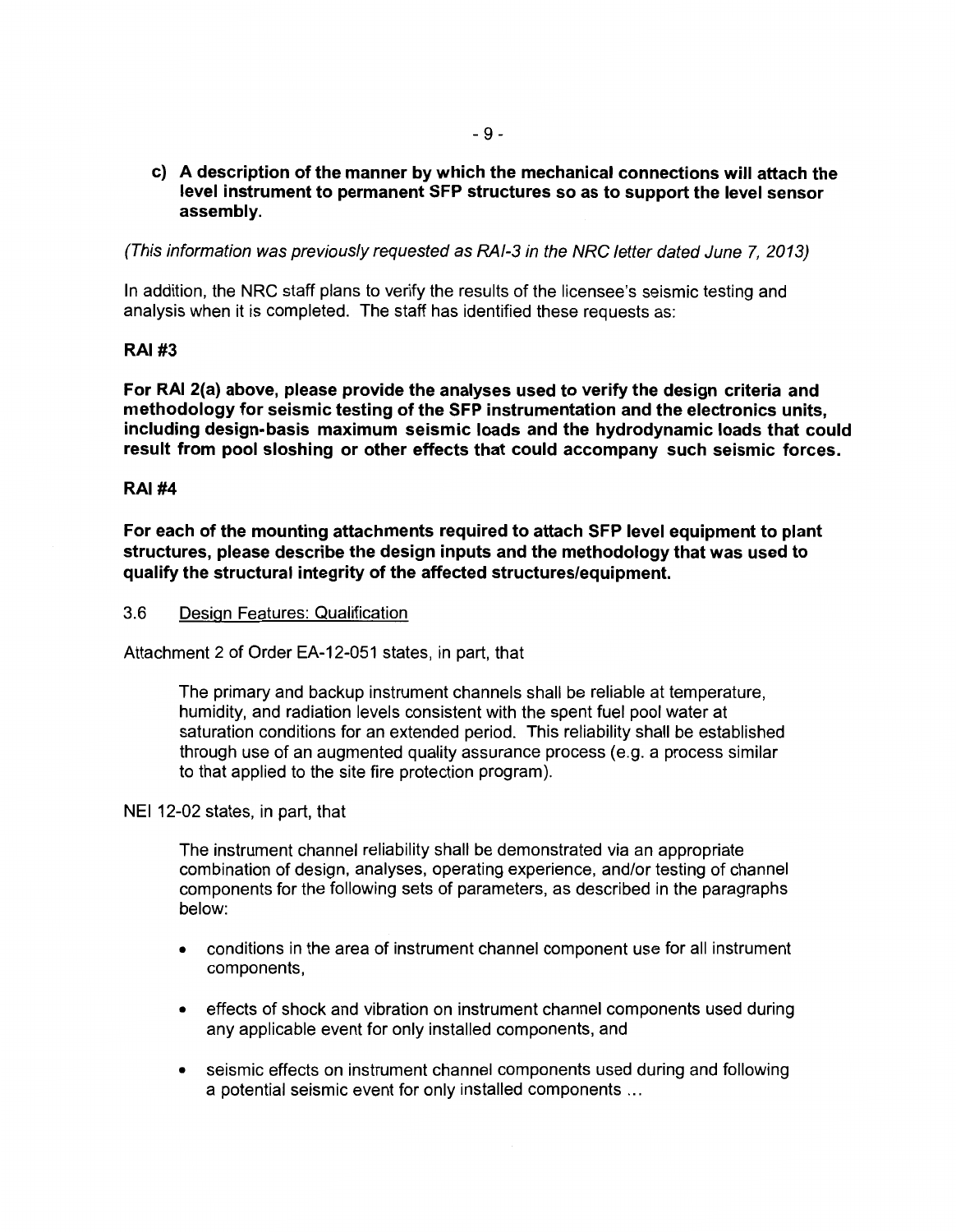**c) A description of the manner by which the mechanical connections will attach the level instrument to permanent SFP structures so as to support the level sensor assembly.**

*(This information was previously requested as RAI-3 in the NRC letter dated June 7, 2013)*

In addition, the NRC staff plans to verify the results of the licensee's seismic testing and analysis when it is completed. The staff has identified these requests as:

**RAI #3**

**For RAI 2(a) above, please provide the analyses used to verify the design criteria and methodology for seismic testing of the SFP instrumentation and the electronics units, including design-basis maximum seismic loads and the hydrodynamic loads that could result from pool sloshing or other effects that could accompany such seismic forces.**

**RAI #4**

**For each of the mounting attachments required to attach SFP level equipment to plant structures, please describe the design inputs and the methodology that was used to qualify the structural integrity of the affected structures/equipment.**

3.6 Design Features: Qualification

Attachment 2 of Order EA-12-051 states, in part, that

> The primary and backup instrument channels shall be reliable at temperature, humidity, and radiation levels consistent with the spent fuel pool water at saturation conditions for an extended period. This reliability shall be established through use of an augmented quality assurance process (e.g. a process similar to that applied to the site fire protection program).

NEI 12-02 states, in part, that

> The instrument channel reliability shall be demonstrated via an appropriate combination of design, analyses, operating experience, and/or testing of channel components for the following sets of parameters, as described in the paragraphs below:
>
> - conditions in the area of instrument channel component use for all instrument components,
> - effects of shock and vibration on instrument channel components used during any applicable event for only installed components, and
> - seismic effects on instrument channel components used during and following a potential seismic event for only installed components ...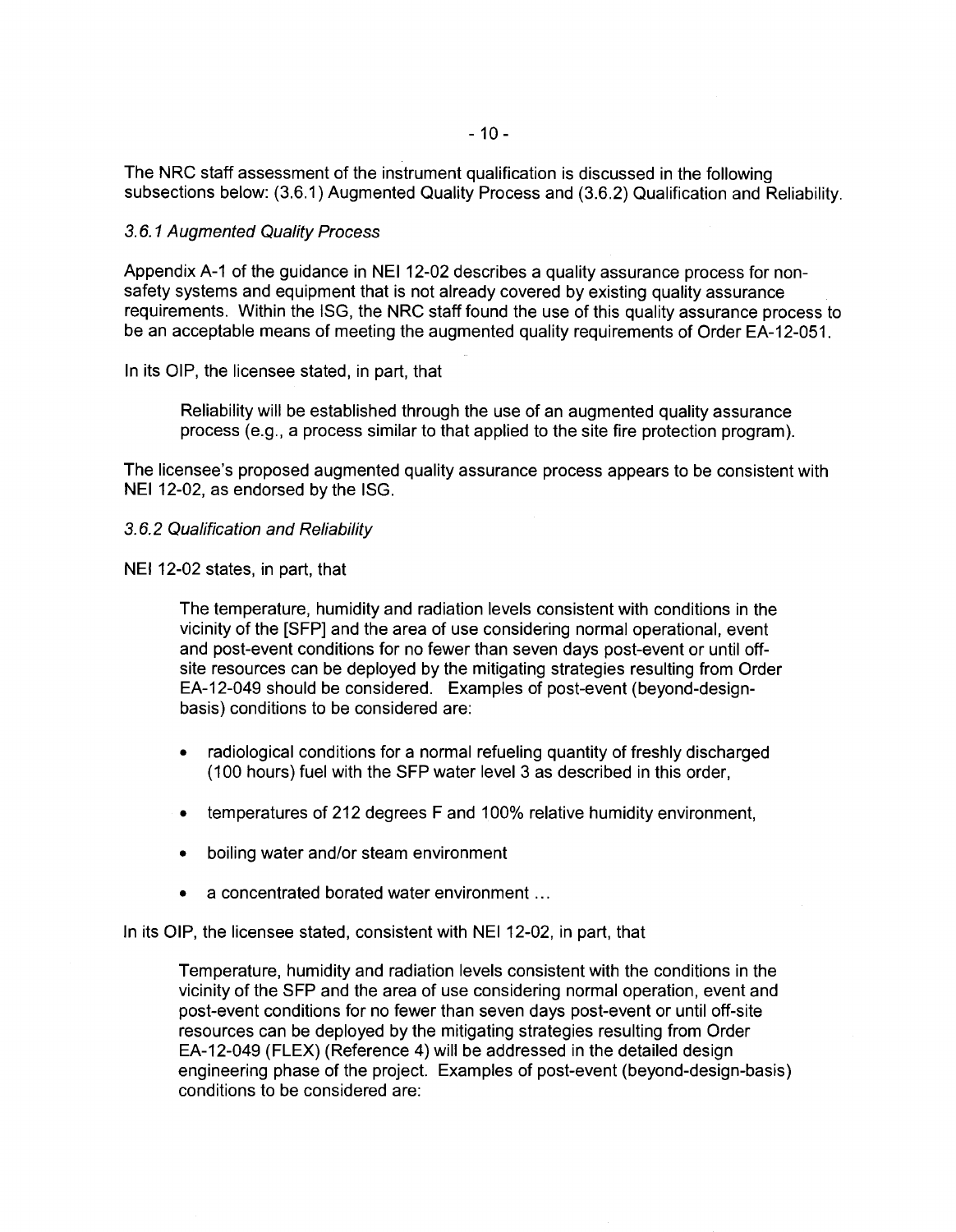The NRC staff assessment of the instrument qualification is discussed in the following subsections below: (3.6.1) Augmented Quality Process and (3.6.2) Qualification and Reliability.

*3.6.1 Augmented Quality Process*

Appendix A-1 of the guidance in NEI 12-02 describes a quality assurance process for non-safety systems and equipment that is not already covered by existing quality assurance requirements. Within the ISG, the NRC staff found the use of this quality assurance process to be an acceptable means of meeting the augmented quality requirements of Order EA-12-051.

In its OIP, the licensee stated, in part, that

> Reliability will be established through the use of an augmented quality assurance process (e.g., a process similar to that applied to the site fire protection program).

The licensee's proposed augmented quality assurance process appears to be consistent with NEI 12-02, as endorsed by the ISG.

*3.6.2 Qualification and Reliability*

NEI 12-02 states, in part, that

> The temperature, humidity and radiation levels consistent with conditions in the vicinity of the [SFP] and the area of use considering normal operational, event and post-event conditions for no fewer than seven days post-event or until off-site resources can be deployed by the mitigating strategies resulting from Order EA-12-049 should be considered. Examples of post-event (beyond-design-basis) conditions to be considered are:
>
> - radiological conditions for a normal refueling quantity of freshly discharged (100 hours) fuel with the SFP water level 3 as described in this order,
> - temperatures of 212 degrees F and 100% relative humidity environment,
> - boiling water and/or steam environment
> - a concentrated borated water environment ...

In its OIP, the licensee stated, consistent with NEI 12-02, in part, that

> Temperature, humidity and radiation levels consistent with the conditions in the vicinity of the SFP and the area of use considering normal operation, event and post-event conditions for no fewer than seven days post-event or until off-site resources can be deployed by the mitigating strategies resulting from Order EA-12-049 (FLEX) (Reference 4) will be addressed in the detailed design engineering phase of the project. Examples of post-event (beyond-design-basis) conditions to be considered are: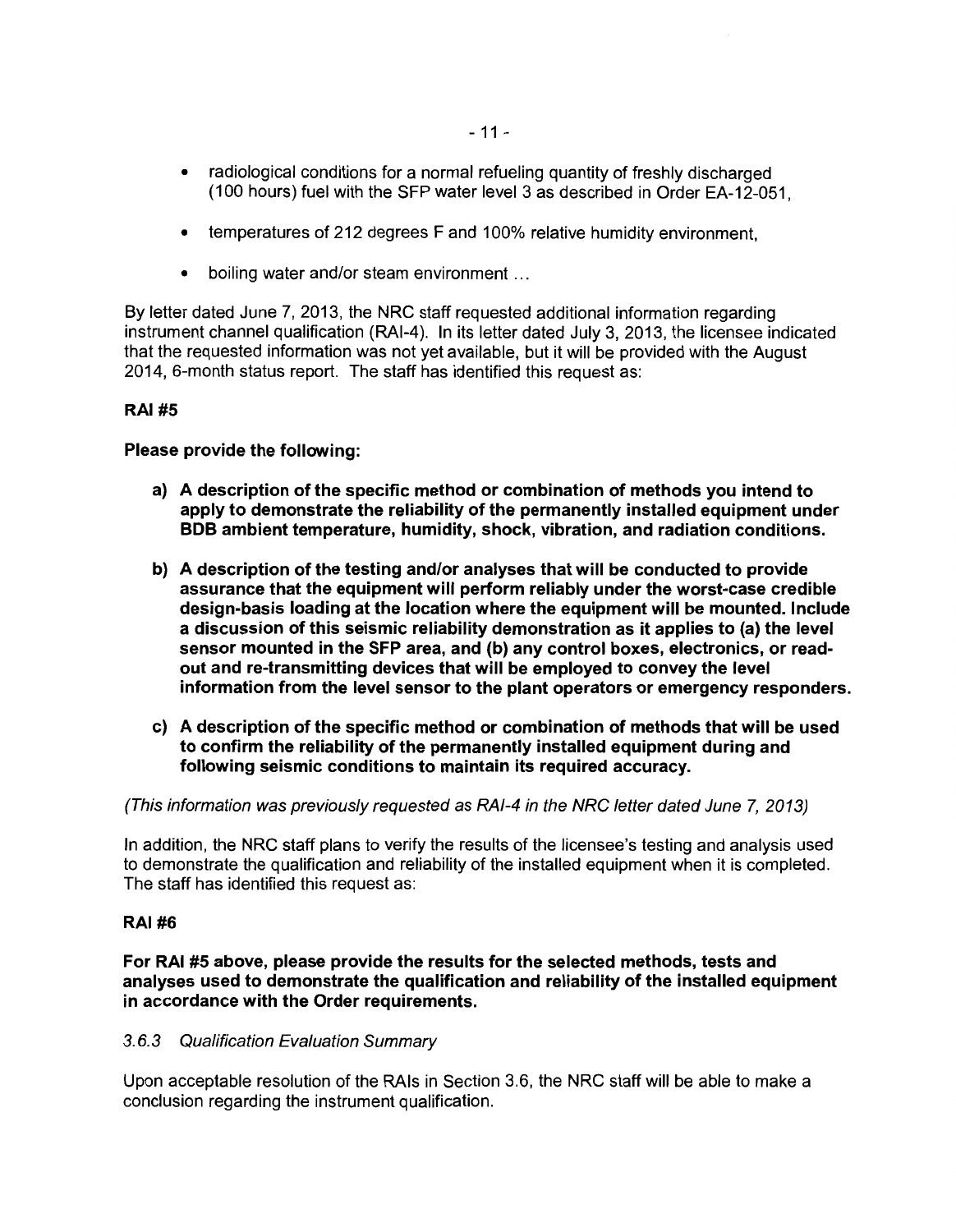- radiological conditions for a normal refueling quantity of freshly discharged (100 hours) fuel with the SFP water level 3 as described in Order EA-12-051,

- temperatures of 212 degrees F and 100% relative humidity environment,

- boiling water and/or steam environment ...

By letter dated June 7, 2013, the NRC staff requested additional information regarding instrument channel qualification (RAI-4). In its letter dated July 3, 2013, the licensee indicated that the requested information was not yet available, but it will be provided with the August 2014, 6-month status report. The staff has identified this request as:

**RAI #5**

**Please provide the following:**

**a) A description of the specific method or combination of methods you intend to apply to demonstrate the reliability of the permanently installed equipment under BDB ambient temperature, humidity, shock, vibration, and radiation conditions.**

**b) A description of the testing and/or analyses that will be conducted to provide assurance that the equipment will perform reliably under the worst-case credible design-basis loading at the location where the equipment will be mounted. Include a discussion of this seismic reliability demonstration as it applies to (a) the level sensor mounted in the SFP area, and (b) any control boxes, electronics, or read-out and re-transmitting devices that will be employed to convey the level information from the level sensor to the plant operators or emergency responders.**

**c) A description of the specific method or combination of methods that will be used to confirm the reliability of the permanently installed equipment during and following seismic conditions to maintain its required accuracy.**

*(This information was previously requested as RAI-4 in the NRC letter dated June 7, 2013)*

In addition, the NRC staff plans to verify the results of the licensee's testing and analysis used to demonstrate the qualification and reliability of the installed equipment when it is completed. The staff has identified this request as:

**RAI #6**

**For RAI #5 above, please provide the results for the selected methods, tests and analyses used to demonstrate the qualification and reliability of the installed equipment in accordance with the Order requirements.**

### *3.6.3 Qualification Evaluation Summary*

Upon acceptable resolution of the RAIs in Section 3.6, the NRC staff will be able to make a conclusion regarding the instrument qualification.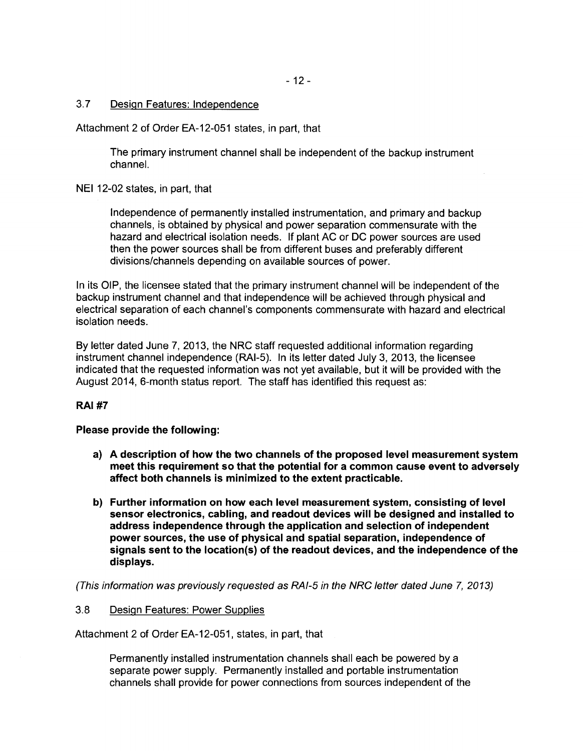### 3.7 Design Features: Independence

Attachment 2 of Order EA-12-051 states, in part, that

> The primary instrument channel shall be independent of the backup instrument channel.

NEI 12-02 states, in part, that

> Independence of permanently installed instrumentation, and primary and backup channels, is obtained by physical and power separation commensurate with the hazard and electrical isolation needs. If plant AC or DC power sources are used then the power sources shall be from different buses and preferably different divisions/channels depending on available sources of power.

In its OIP, the licensee stated that the primary instrument channel will be independent of the backup instrument channel and that independence will be achieved through physical and electrical separation of each channel's components commensurate with hazard and electrical isolation needs.

By letter dated June 7, 2013, the NRC staff requested additional information regarding instrument channel independence (RAI-5). In its letter dated July 3, 2013, the licensee indicated that the requested information was not yet available, but it will be provided with the August 2014, 6-month status report. The staff has identified this request as:

**RAI #7**

**Please provide the following:**

- **a) A description of how the two channels of the proposed level measurement system meet this requirement so that the potential for a common cause event to adversely affect both channels is minimized to the extent practicable.**
- **b) Further information on how each level measurement system, consisting of level sensor electronics, cabling, and readout devices will be designed and installed to address independence through the application and selection of independent power sources, the use of physical and spatial separation, independence of signals sent to the location(s) of the readout devices, and the independence of the displays.**

*(This information was previously requested as RAI-5 in the NRC letter dated June 7, 2013)*

### 3.8 Design Features: Power Supplies

Attachment 2 of Order EA-12-051, states, in part, that

> Permanently installed instrumentation channels shall each be powered by a separate power supply. Permanently installed and portable instrumentation channels shall provide for power connections from sources independent of the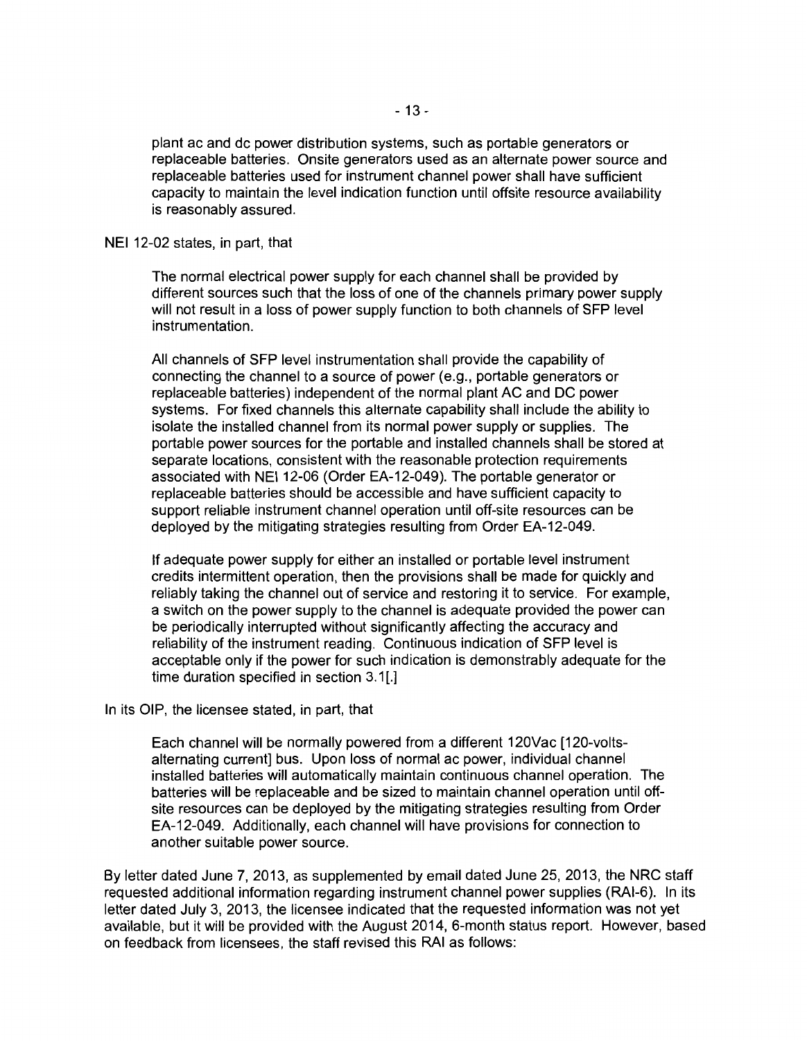plant ac and dc power distribution systems, such as portable generators or replaceable batteries. Onsite generators used as an alternate power source and replaceable batteries used for instrument channel power shall have sufficient capacity to maintain the level indication function until offsite resource availability is reasonably assured.

NEI 12-02 states, in part, that

> The normal electrical power supply for each channel shall be provided by different sources such that the loss of one of the channels primary power supply will not result in a loss of power supply function to both channels of SFP level instrumentation.
>
> All channels of SFP level instrumentation shall provide the capability of connecting the channel to a source of power (e.g., portable generators or replaceable batteries) independent of the normal plant AC and DC power systems. For fixed channels this alternate capability shall include the ability to isolate the installed channel from its normal power supply or supplies. The portable power sources for the portable and installed channels shall be stored at separate locations, consistent with the reasonable protection requirements associated with NEI 12-06 (Order EA-12-049). The portable generator or replaceable batteries should be accessible and have sufficient capacity to support reliable instrument channel operation until off-site resources can be deployed by the mitigating strategies resulting from Order EA-12-049.
>
> If adequate power supply for either an installed or portable level instrument credits intermittent operation, then the provisions shall be made for quickly and reliably taking the channel out of service and restoring it to service. For example, a switch on the power supply to the channel is adequate provided the power can be periodically interrupted without significantly affecting the accuracy and reliability of the instrument reading. Continuous indication of SFP level is acceptable only if the power for such indication is demonstrably adequate for the time duration specified in section 3.1[.]

In its OIP, the licensee stated, in part, that

> Each channel will be normally powered from a different 120Vac [120-volts-alternating current] bus. Upon loss of normal ac power, individual channel installed batteries will automatically maintain continuous channel operation. The batteries will be replaceable and be sized to maintain channel operation until off-site resources can be deployed by the mitigating strategies resulting from Order EA-12-049. Additionally, each channel will have provisions for connection to another suitable power source.

By letter dated June 7, 2013, as supplemented by email dated June 25, 2013, the NRC staff requested additional information regarding instrument channel power supplies (RAI-6). In its letter dated July 3, 2013, the licensee indicated that the requested information was not yet available, but it will be provided with the August 2014, 6-month status report. However, based on feedback from licensees, the staff revised this RAI as follows: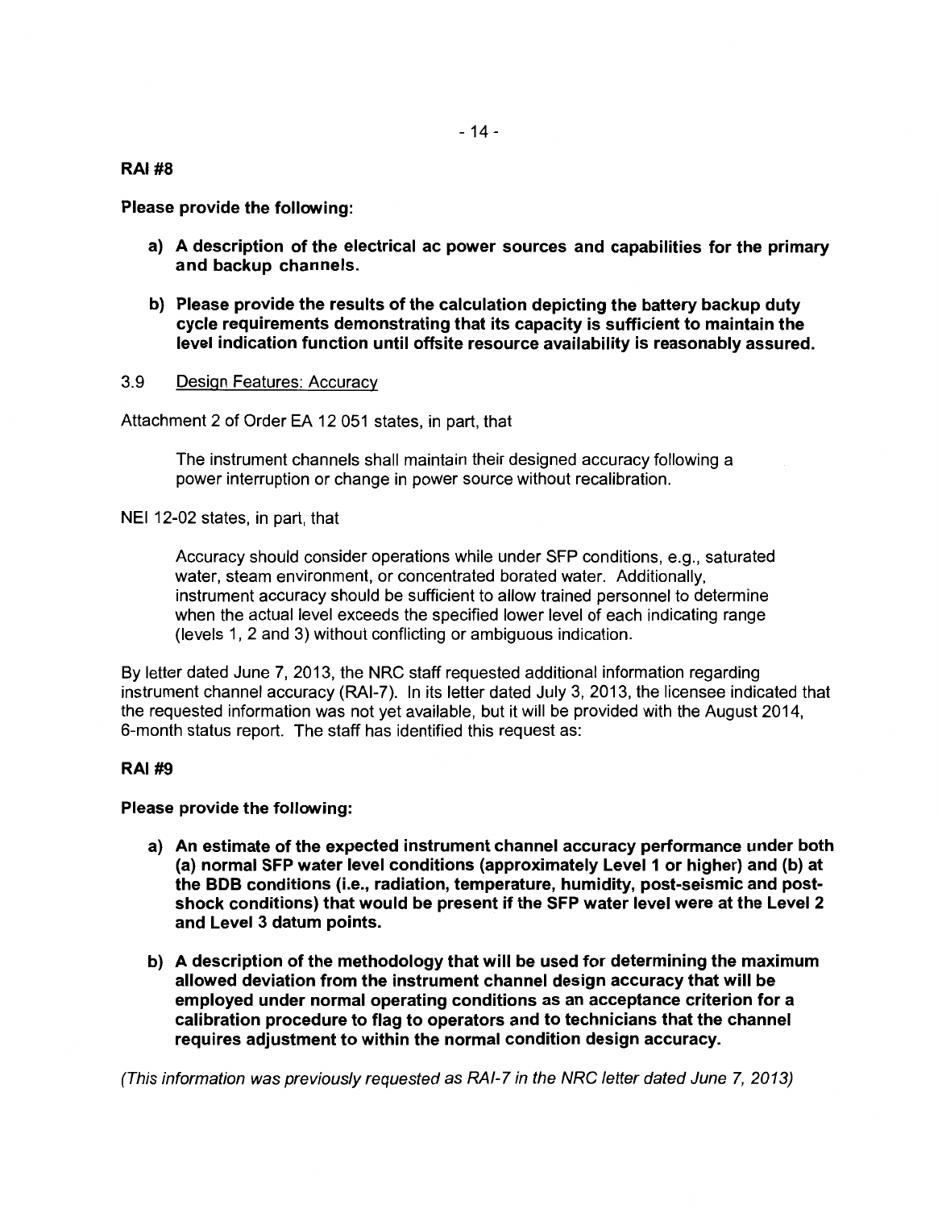**RAI #8**

**Please provide the following:**

**a) A description of the electrical ac power sources and capabilities for the primary and backup channels.**

**b) Please provide the results of the calculation depicting the battery backup duty cycle requirements demonstrating that its capacity is sufficient to maintain the level indication function until offsite resource availability is reasonably assured.**

3.9 Design Features: Accuracy

Attachment 2 of Order EA 12 051 states, in part, that

> The instrument channels shall maintain their designed accuracy following a power interruption or change in power source without recalibration.

NEI 12-02 states, in part, that

> Accuracy should consider operations while under SFP conditions, e.g., saturated water, steam environment, or concentrated borated water. Additionally, instrument accuracy should be sufficient to allow trained personnel to determine when the actual level exceeds the specified lower level of each indicating range (levels 1, 2 and 3) without conflicting or ambiguous indication.

By letter dated June 7, 2013, the NRC staff requested additional information regarding instrument channel accuracy (RAI-7). In its letter dated July 3, 2013, the licensee indicated that the requested information was not yet available, but it will be provided with the August 2014, 6-month status report. The staff has identified this request as:

**RAI #9**

**Please provide the following:**

**a) An estimate of the expected instrument channel accuracy performance under both (a) normal SFP water level conditions (approximately Level 1 or higher) and (b) at the BDB conditions (i.e., radiation, temperature, humidity, post-seismic and post-shock conditions) that would be present if the SFP water level were at the Level 2 and Level 3 datum points.**

**b) A description of the methodology that will be used for determining the maximum allowed deviation from the instrument channel design accuracy that will be employed under normal operating conditions as an acceptance criterion for a calibration procedure to flag to operators and to technicians that the channel requires adjustment to within the normal condition design accuracy.**

*(This information was previously requested as RAI-7 in the NRC letter dated June 7, 2013)*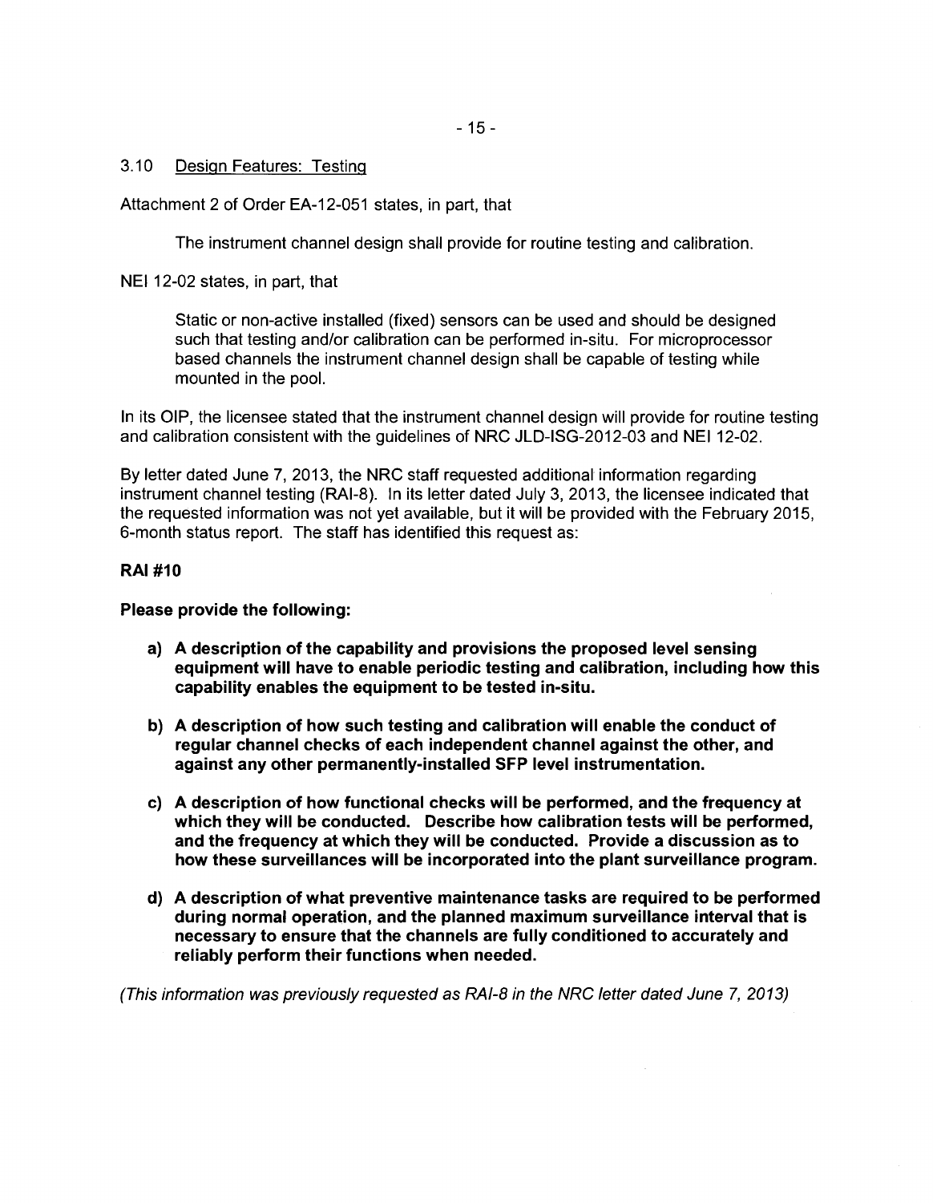### 3.10 Design Features: Testing

Attachment 2 of Order EA-12-051 states, in part, that

> The instrument channel design shall provide for routine testing and calibration.

NEI 12-02 states, in part, that

> Static or non-active installed (fixed) sensors can be used and should be designed such that testing and/or calibration can be performed in-situ. For microprocessor based channels the instrument channel design shall be capable of testing while mounted in the pool.

In its OIP, the licensee stated that the instrument channel design will provide for routine testing and calibration consistent with the guidelines of NRC JLD-ISG-2012-03 and NEI 12-02.

By letter dated June 7, 2013, the NRC staff requested additional information regarding instrument channel testing (RAI-8). In its letter dated July 3, 2013, the licensee indicated that the requested information was not yet available, but it will be provided with the February 2015, 6-month status report. The staff has identified this request as:

**RAI #10**

**Please provide the following:**

- **a) A description of the capability and provisions the proposed level sensing equipment will have to enable periodic testing and calibration, including how this capability enables the equipment to be tested in-situ.**

- **b) A description of how such testing and calibration will enable the conduct of regular channel checks of each independent channel against the other, and against any other permanently-installed SFP level instrumentation.**

- **c) A description of how functional checks will be performed, and the frequency at which they will be conducted. Describe how calibration tests will be performed, and the frequency at which they will be conducted. Provide a discussion as to how these surveillances will be incorporated into the plant surveillance program.**

- **d) A description of what preventive maintenance tasks are required to be performed during normal operation, and the planned maximum surveillance interval that is necessary to ensure that the channels are fully conditioned to accurately and reliably perform their functions when needed.**

*(This information was previously requested as RAI-8 in the NRC letter dated June 7, 2013)*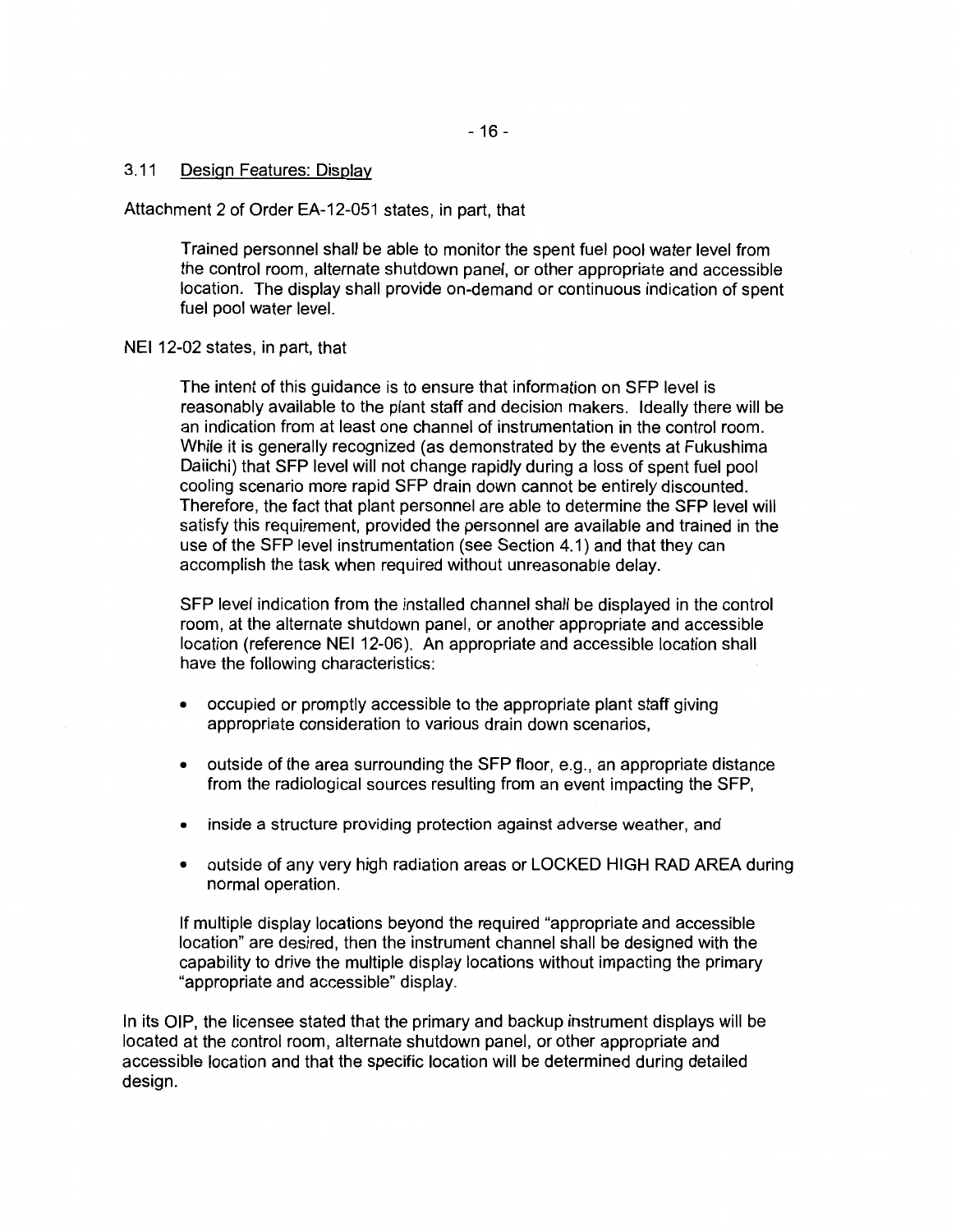### 3.11 Design Features: Display

Attachment 2 of Order EA-12-051 states, in part, that

> Trained personnel shall be able to monitor the spent fuel pool water level from the control room, alternate shutdown panel, or other appropriate and accessible location. The display shall provide on-demand or continuous indication of spent fuel pool water level.

NEI 12-02 states, in part, that

> The intent of this guidance is to ensure that information on SFP level is reasonably available to the plant staff and decision makers. Ideally there will be an indication from at least one channel of instrumentation in the control room. While it is generally recognized (as demonstrated by the events at Fukushima Daiichi) that SFP level will not change rapidly during a loss of spent fuel pool cooling scenario more rapid SFP drain down cannot be entirely discounted. Therefore, the fact that plant personnel are able to determine the SFP level will satisfy this requirement, provided the personnel are available and trained in the use of the SFP level instrumentation (see Section 4.1) and that they can accomplish the task when required without unreasonable delay.
>
> SFP level indication from the installed channel shall be displayed in the control room, at the alternate shutdown panel, or another appropriate and accessible location (reference NEI 12-06). An appropriate and accessible location shall have the following characteristics:
>
> - occupied or promptly accessible to the appropriate plant staff giving appropriate consideration to various drain down scenarios,
> - outside of the area surrounding the SFP floor, e.g., an appropriate distance from the radiological sources resulting from an event impacting the SFP,
> - inside a structure providing protection against adverse weather, and
> - outside of any very high radiation areas or LOCKED HIGH RAD AREA during normal operation.
>
> If multiple display locations beyond the required "appropriate and accessible location" are desired, then the instrument channel shall be designed with the capability to drive the multiple display locations without impacting the primary "appropriate and accessible" display.

In its OIP, the licensee stated that the primary and backup instrument displays will be located at the control room, alternate shutdown panel, or other appropriate and accessible location and that the specific location will be determined during detailed design.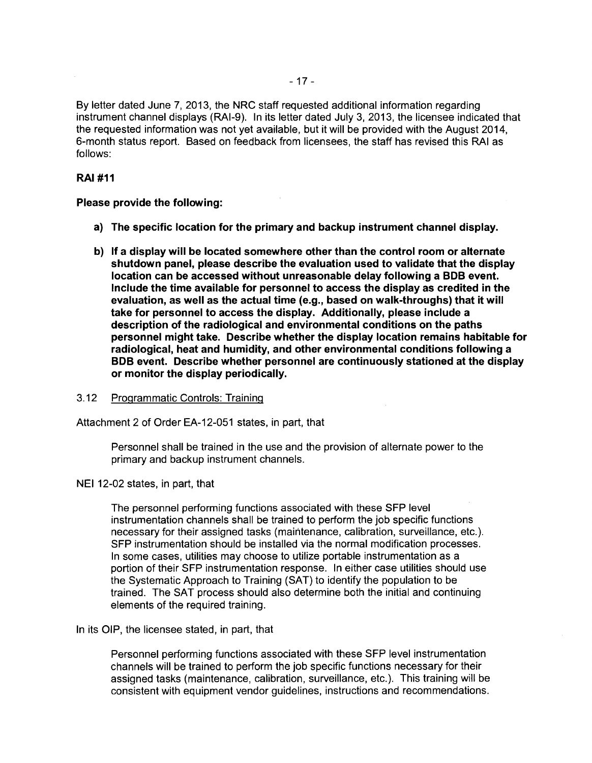By letter dated June 7, 2013, the NRC staff requested additional information regarding instrument channel displays (RAI-9). In its letter dated July 3, 2013, the licensee indicated that the requested information was not yet available, but it will be provided with the August 2014, 6-month status report. Based on feedback from licensees, the staff has revised this RAI as follows:

**RAI #11**

**Please provide the following:**

- **a) The specific location for the primary and backup instrument channel display.**
- **b) If a display will be located somewhere other than the control room or alternate shutdown panel, please describe the evaluation used to validate that the display location can be accessed without unreasonable delay following a BDB event. Include the time available for personnel to access the display as credited in the evaluation, as well as the actual time (e.g., based on walk-throughs) that it will take for personnel to access the display. Additionally, please include a description of the radiological and environmental conditions on the paths personnel might take. Describe whether the display location remains habitable for radiological, heat and humidity, and other environmental conditions following a BDB event. Describe whether personnel are continuously stationed at the display or monitor the display periodically.**

### 3.12 Programmatic Controls: Training

Attachment 2 of Order EA-12-051 states, in part, that

> Personnel shall be trained in the use and the provision of alternate power to the primary and backup instrument channels.

NEI 12-02 states, in part, that

> The personnel performing functions associated with these SFP level instrumentation channels shall be trained to perform the job specific functions necessary for their assigned tasks (maintenance, calibration, surveillance, etc.). SFP instrumentation should be installed via the normal modification processes. In some cases, utilities may choose to utilize portable instrumentation as a portion of their SFP instrumentation response. In either case utilities should use the Systematic Approach to Training (SAT) to identify the population to be trained. The SAT process should also determine both the initial and continuing elements of the required training.

In its OIP, the licensee stated, in part, that

> Personnel performing functions associated with these SFP level instrumentation channels will be trained to perform the job specific functions necessary for their assigned tasks (maintenance, calibration, surveillance, etc.). This training will be consistent with equipment vendor guidelines, instructions and recommendations.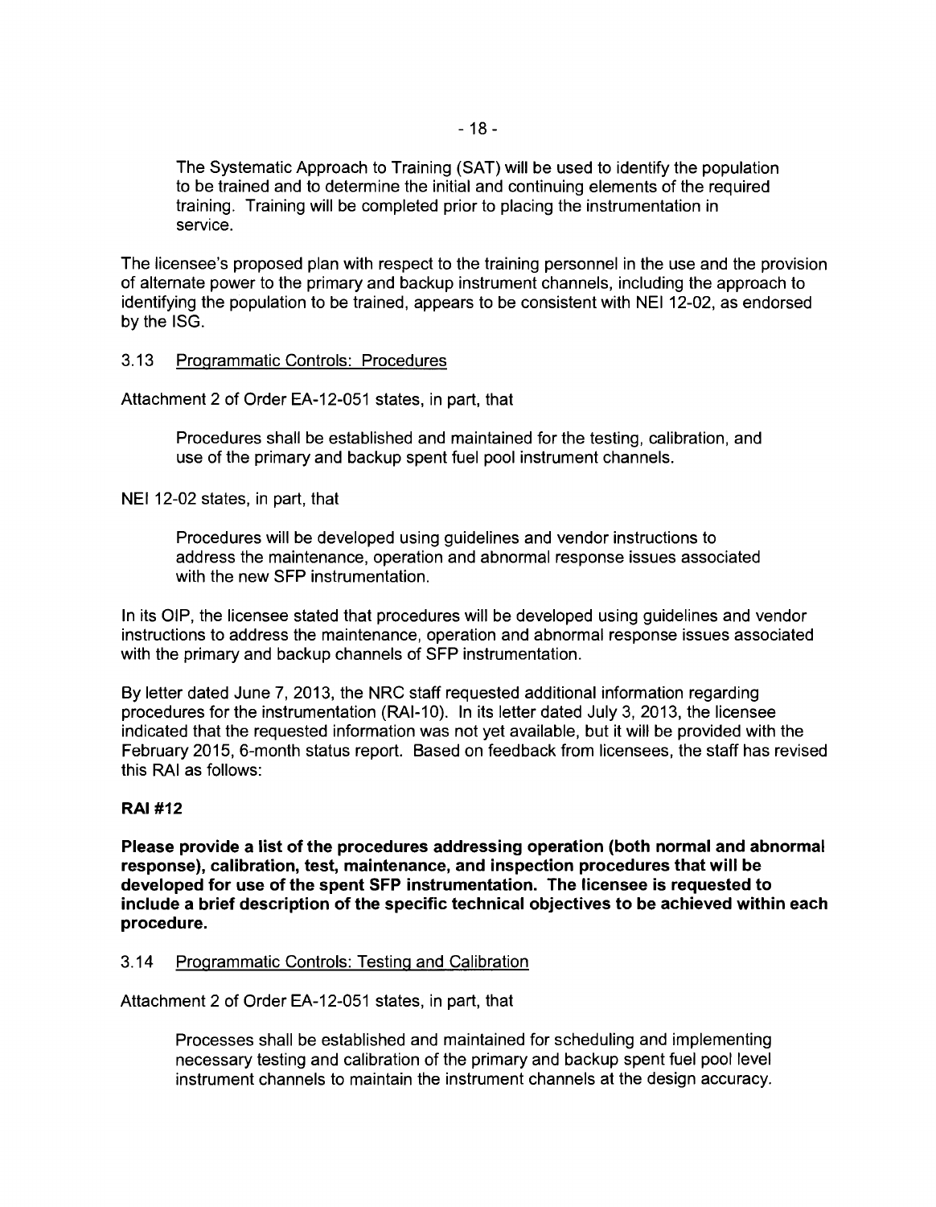> The Systematic Approach to Training (SAT) will be used to identify the population to be trained and to determine the initial and continuing elements of the required training. Training will be completed prior to placing the instrumentation in service.

The licensee's proposed plan with respect to the training personnel in the use and the provision of alternate power to the primary and backup instrument channels, including the approach to identifying the population to be trained, appears to be consistent with NEI 12-02, as endorsed by the ISG.

### 3.13 Programmatic Controls: Procedures

Attachment 2 of Order EA-12-051 states, in part, that

> Procedures shall be established and maintained for the testing, calibration, and use of the primary and backup spent fuel pool instrument channels.

NEI 12-02 states, in part, that

> Procedures will be developed using guidelines and vendor instructions to address the maintenance, operation and abnormal response issues associated with the new SFP instrumentation.

In its OIP, the licensee stated that procedures will be developed using guidelines and vendor instructions to address the maintenance, operation and abnormal response issues associated with the primary and backup channels of SFP instrumentation.

By letter dated June 7, 2013, the NRC staff requested additional information regarding procedures for the instrumentation (RAI-10). In its letter dated July 3, 2013, the licensee indicated that the requested information was not yet available, but it will be provided with the February 2015, 6-month status report. Based on feedback from licensees, the staff has revised this RAI as follows:

**RAI #12**

**Please provide a list of the procedures addressing operation (both normal and abnormal response), calibration, test, maintenance, and inspection procedures that will be developed for use of the spent SFP instrumentation. The licensee is requested to include a brief description of the specific technical objectives to be achieved within each procedure.**

### 3.14 Programmatic Controls: Testing and Calibration

Attachment 2 of Order EA-12-051 states, in part, that

> Processes shall be established and maintained for scheduling and implementing necessary testing and calibration of the primary and backup spent fuel pool level instrument channels to maintain the instrument channels at the design accuracy.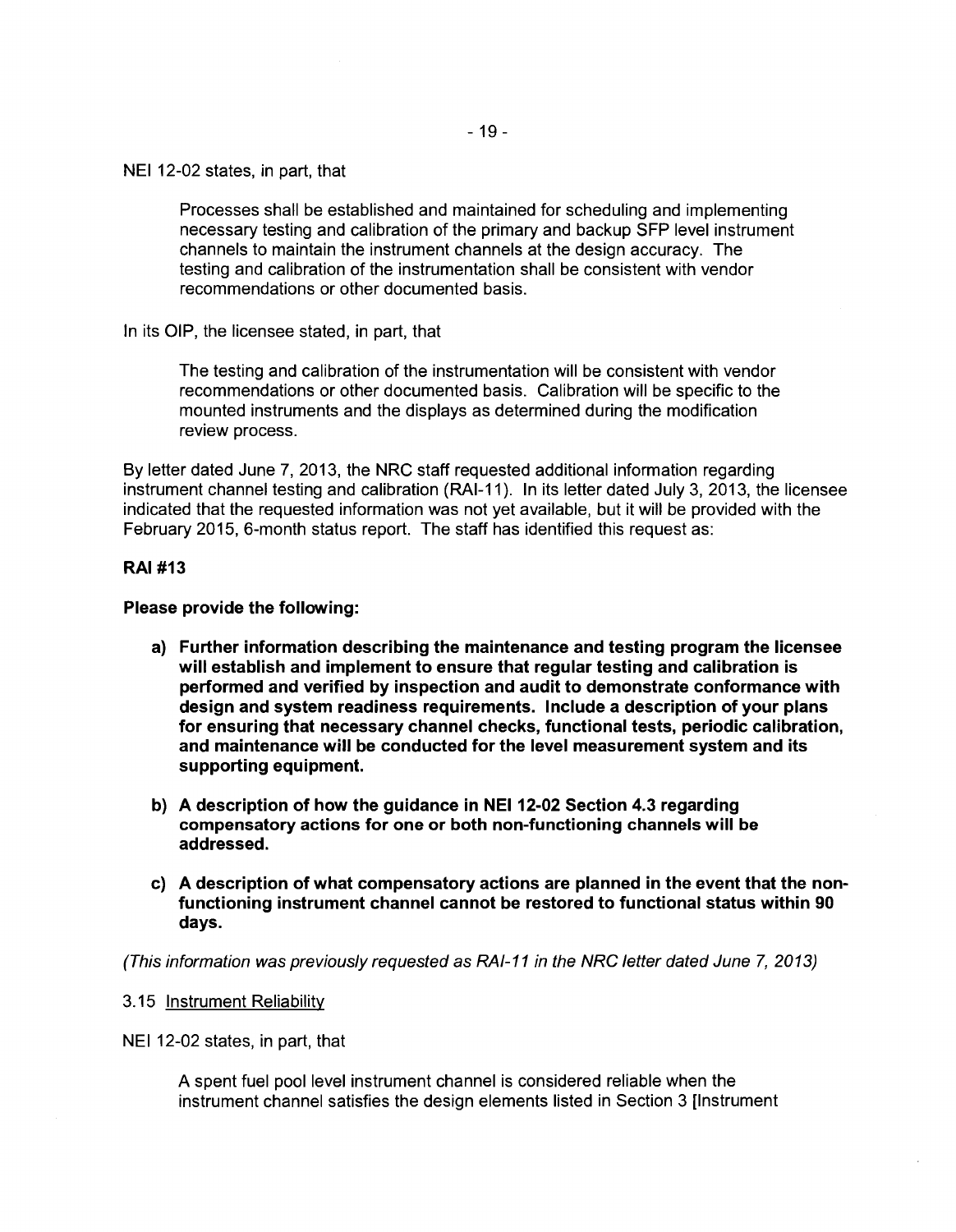NEI 12-02 states, in part, that

> Processes shall be established and maintained for scheduling and implementing necessary testing and calibration of the primary and backup SFP level instrument channels to maintain the instrument channels at the design accuracy. The testing and calibration of the instrumentation shall be consistent with vendor recommendations or other documented basis.

In its OIP, the licensee stated, in part, that

> The testing and calibration of the instrumentation will be consistent with vendor recommendations or other documented basis. Calibration will be specific to the mounted instruments and the displays as determined during the modification review process.

By letter dated June 7, 2013, the NRC staff requested additional information regarding instrument channel testing and calibration (RAI-11). In its letter dated July 3, 2013, the licensee indicated that the requested information was not yet available, but it will be provided with the February 2015, 6-month status report. The staff has identified this request as:

**RAI #13**

**Please provide the following:**

**a) Further information describing the maintenance and testing program the licensee will establish and implement to ensure that regular testing and calibration is performed and verified by inspection and audit to demonstrate conformance with design and system readiness requirements. Include a description of your plans for ensuring that necessary channel checks, functional tests, periodic calibration, and maintenance will be conducted for the level measurement system and its supporting equipment.**

**b) A description of how the guidance in NEI 12-02 Section 4.3 regarding compensatory actions for one or both non-functioning channels will be addressed.**

**c) A description of what compensatory actions are planned in the event that the non-functioning instrument channel cannot be restored to functional status within 90 days.**

*(This information was previously requested as RAI-11 in the NRC letter dated June 7, 2013)*

3.15 Instrument Reliability

NEI 12-02 states, in part, that

> A spent fuel pool level instrument channel is considered reliable when the instrument channel satisfies the design elements listed in Section 3 [Instrument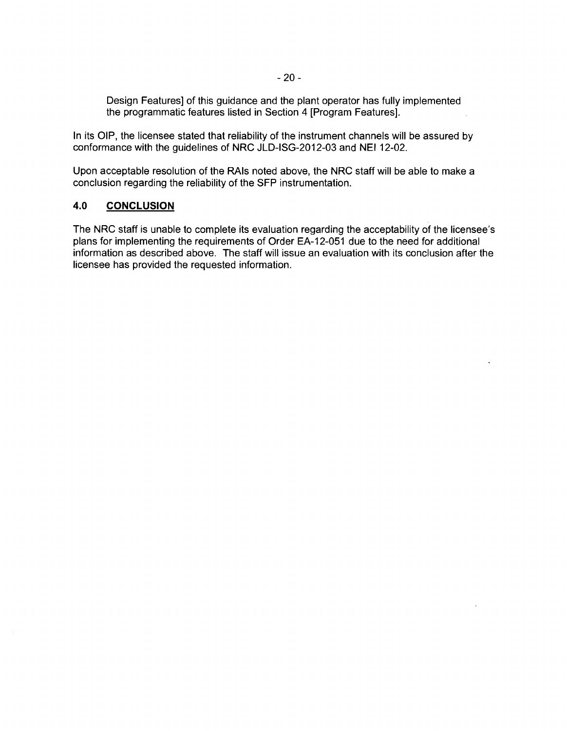Design Features] of this guidance and the plant operator has fully implemented the programmatic features listed in Section 4 [Program Features].

In its OIP, the licensee stated that reliability of the instrument channels will be assured by conformance with the guidelines of NRC JLD-ISG-2012-03 and NEI 12-02.

Upon acceptable resolution of the RAIs noted above, the NRC staff will be able to make a conclusion regarding the reliability of the SFP instrumentation.

## 4.0 CONCLUSION

The NRC staff is unable to complete its evaluation regarding the acceptability of the licensee's plans for implementing the requirements of Order EA-12-051 due to the need for additional information as described above. The staff will issue an evaluation with its conclusion after the licensee has provided the requested information.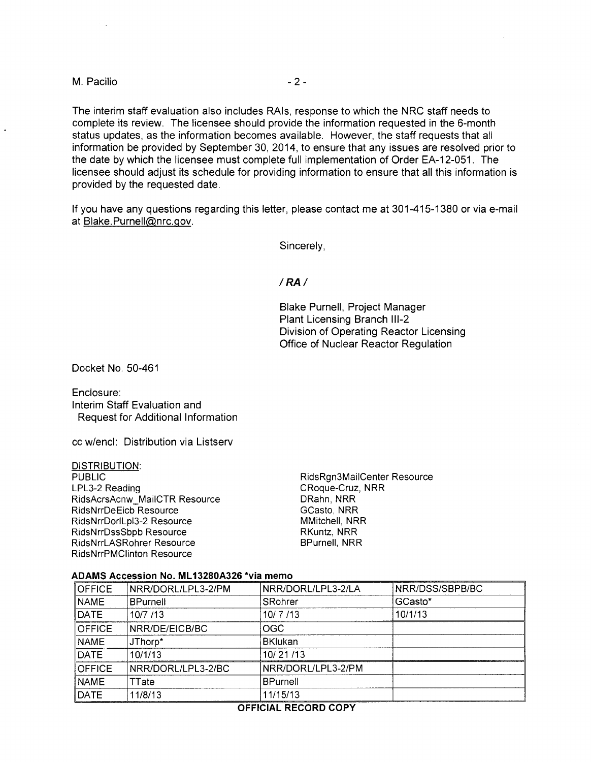M. Pacilio

The interim staff evaluation also includes RAIs, response to which the NRC staff needs to complete its review. The licensee should provide the information requested in the 6-month status updates, as the information becomes available. However, the staff requests that all information be provided by September 30, 2014, to ensure that any issues are resolved prior to the date by which the licensee must complete full implementation of Order EA-12-051. The licensee should adjust its schedule for providing information to ensure that all this information is provided by the requested date.

If you have any questions regarding this letter, please contact me at 301-415-1380 or via e-mail at Blake.Purnell@nrc.gov.

Sincerely,

***/ RA /***

Blake Purnell, Project Manager
Plant Licensing Branch III-2
Division of Operating Reactor Licensing
Office of Nuclear Reactor Regulation

Docket No. 50-461

Enclosure:
Interim Staff Evaluation and
Request for Additional Information

cc w/encl: Distribution via Listserv

DISTRIBUTION:
PUBLIC
LPL3-2 Reading
RidsAcrsAcnw_MailCTR Resource
RidsNrrDeEicb Resource
RidsNrrDorlLpl3-2 Resource
RidsNrrDssSbpb Resource
RidsNrrLASRohrer Resource
RidsNrrPMClinton Resource
RidsRgn3MailCenter Resource
CRoque-Cruz, NRR
DRahn, NRR
GCasto, NRR
MMitchell, NRR
RKuntz, NRR
BPurnell, NRR

**ADAMS Accession No. ML13280A326 *via memo**

| | | | |
|---|---|---|---|
| OFFICE | NRR/DORL/LPL3-2/PM | NRR/DORL/LPL3-2/LA | NRR/DSS/SBPB/BC |
| NAME | BPurnell | SRohrer | GCasto* |
| DATE | 10/7 /13 | 10/ 7 /13 | 10/1/13 |
| OFFICE | NRR/DE/EICB/BC | OGC | |
| NAME | JThorp* | BKlukan | |
| DATE | 10/1/13 | 10/ 21 /13 | |
| OFFICE | NRR/DORL/LPL3-2/BC | NRR/DORL/LPL3-2/PM | |
| NAME | TTate | BPurnell | |
| DATE | 11/8/13 | 11/15/13 | |

**OFFICIAL RECORD COPY**